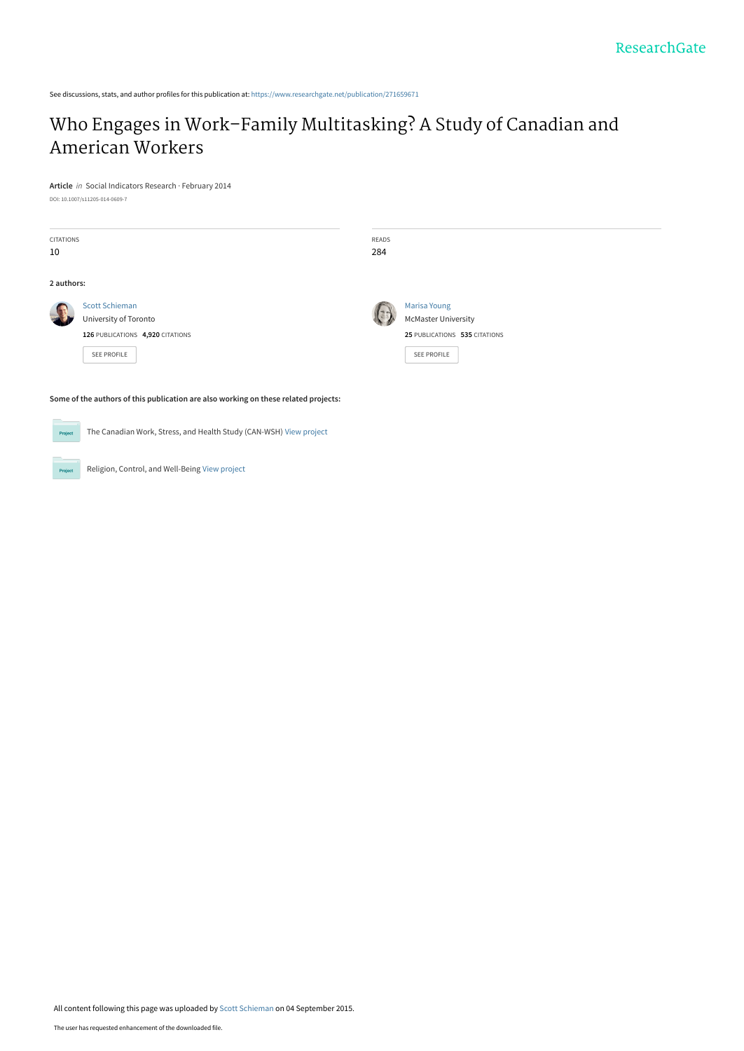ResearchGate

See discussions, stats, and author profiles for this publication at: https://www.researchgate.net/publication/271659671

# Who Engages in Work–Family Multitasking? A Study of Canadian and American Workers

**Article** *in* Social Indicators Research · February 2014

DOI: 10.1007/s11205-014-0609-7

| CITATIONS | READS |
| --- | --- |
| 10 | 284 |

**2 authors:**

Scott Schieman
University of Toronto
**126** PUBLICATIONS **4,920** CITATIONS
SEE PROFILE

Marisa Young
McMaster University
**25** PUBLICATIONS **535** CITATIONS
SEE PROFILE

**Some of the authors of this publication are also working on these related projects:**

Project: The Canadian Work, Stress, and Health Study (CAN-WSH) View project

Project: Religion, Control, and Well-Being View project

All content following this page was uploaded by Scott Schieman on 04 September 2015.

The user has requested enhancement of the downloaded file.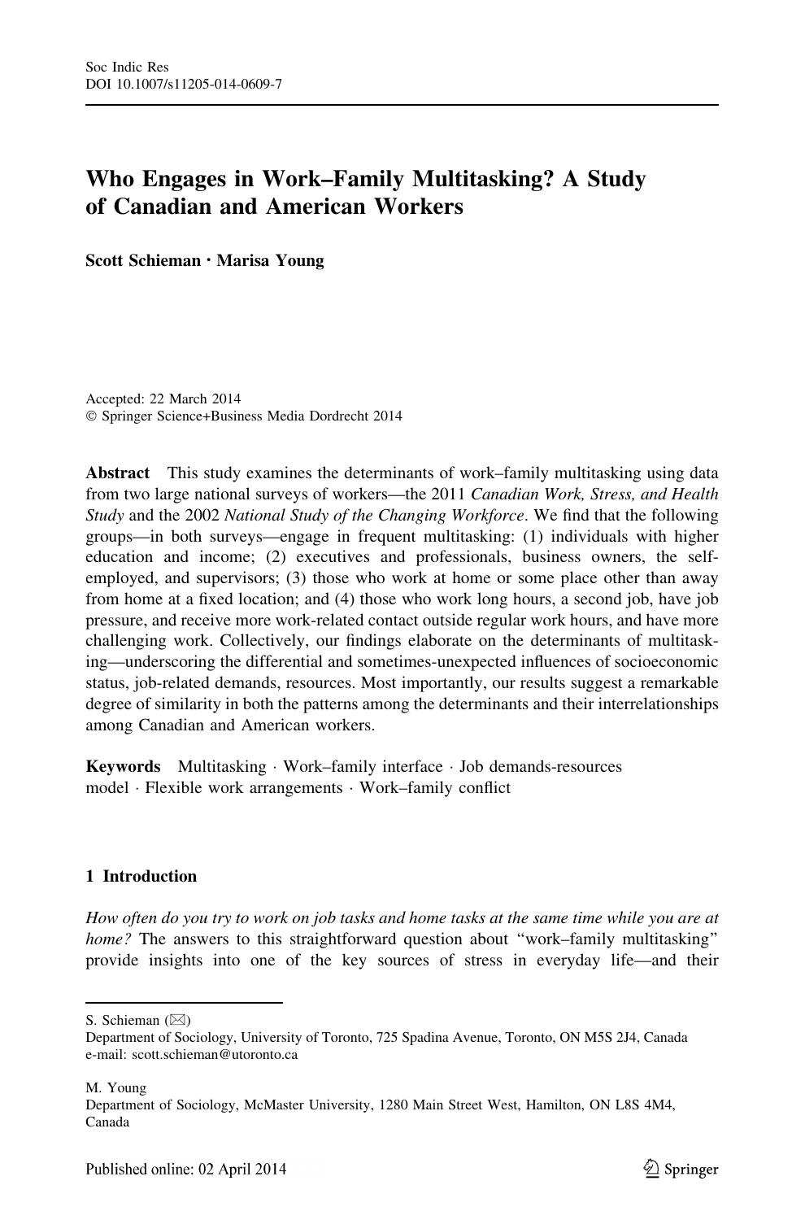Soc Indic Res
DOI 10.1007/s11205-014-0609-7

# Who Engages in Work–Family Multitasking? A Study of Canadian and American Workers

**Scott Schieman · Marisa Young**

Accepted: 22 March 2014
© Springer Science+Business Media Dordrecht 2014

**Abstract** This study examines the determinants of work–family multitasking using data from two large national surveys of workers—the 2011 *Canadian Work, Stress, and Health Study* and the 2002 *National Study of the Changing Workforce*. We find that the following groups—in both surveys—engage in frequent multitasking: (1) individuals with higher education and income; (2) executives and professionals, business owners, the self-employed, and supervisors; (3) those who work at home or some place other than away from home at a fixed location; and (4) those who work long hours, a second job, have job pressure, and receive more work-related contact outside regular work hours, and have more challenging work. Collectively, our findings elaborate on the determinants of multitasking—underscoring the differential and sometimes-unexpected influences of socioeconomic status, job-related demands, resources. Most importantly, our results suggest a remarkable degree of similarity in both the patterns among the determinants and their interrelationships among Canadian and American workers.

**Keywords** Multitasking · Work–family interface · Job demands-resources model · Flexible work arrangements · Work–family conflict

## 1 Introduction

*How often do you try to work on job tasks and home tasks at the same time while you are at home?* The answers to this straightforward question about "work–family multitasking" provide insights into one of the key sources of stress in everyday life—and their

---

S. Schieman (✉)
Department of Sociology, University of Toronto, 725 Spadina Avenue, Toronto, ON M5S 2J4, Canada
e-mail: scott.schieman@utoronto.ca

M. Young
Department of Sociology, McMaster University, 1280 Main Street West, Hamilton, ON L8S 4M4, Canada

Published online: 02 April 2014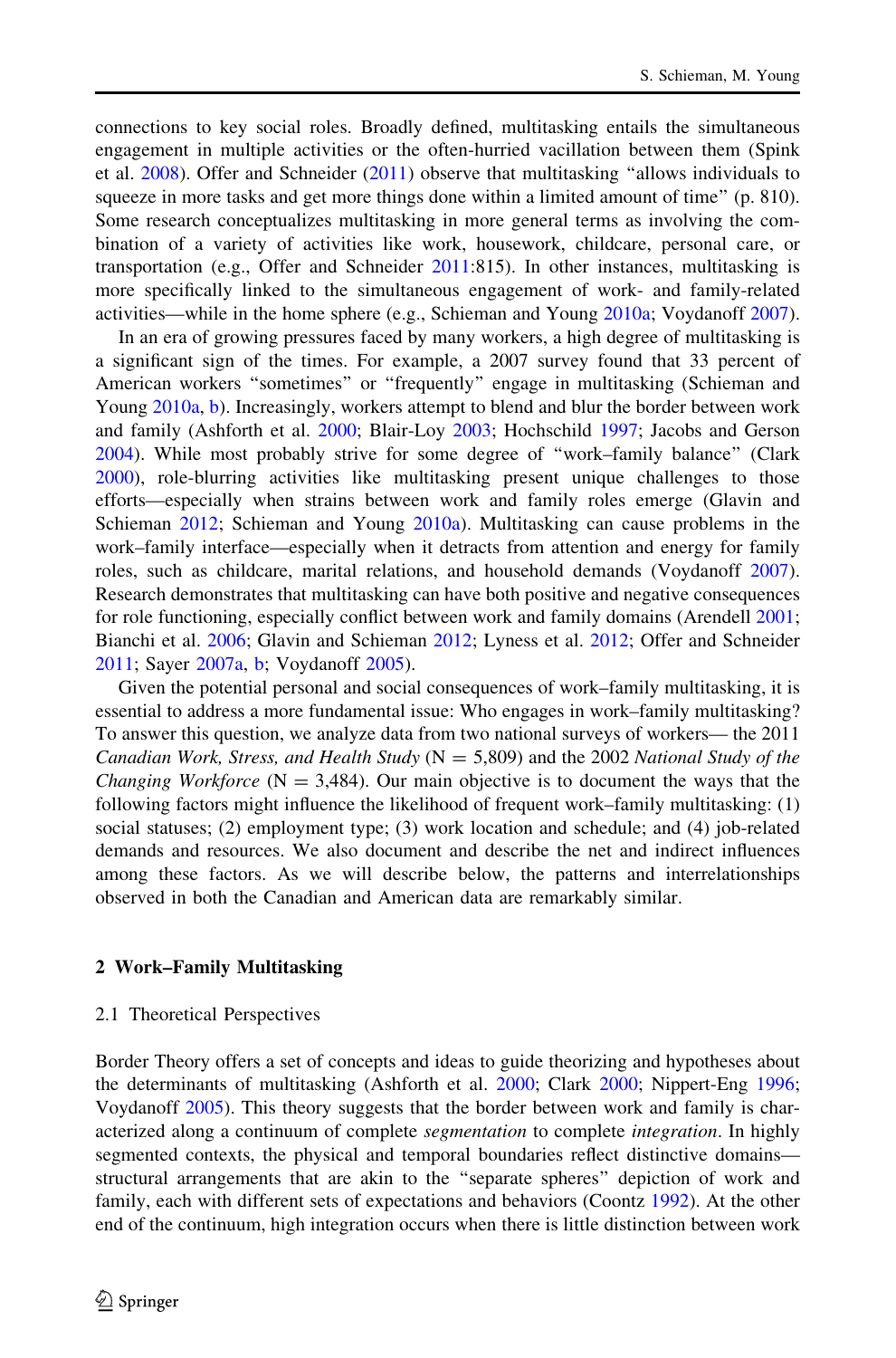connections to key social roles. Broadly defined, multitasking entails the simultaneous engagement in multiple activities or the often-hurried vacillation between them (Spink et al. 2008). Offer and Schneider (2011) observe that multitasking "allows individuals to squeeze in more tasks and get more things done within a limited amount of time" (p. 810). Some research conceptualizes multitasking in more general terms as involving the combination of a variety of activities like work, housework, childcare, personal care, or transportation (e.g., Offer and Schneider 2011:815). In other instances, multitasking is more specifically linked to the simultaneous engagement of work- and family-related activities—while in the home sphere (e.g., Schieman and Young 2010a; Voydanoff 2007).

In an era of growing pressures faced by many workers, a high degree of multitasking is a significant sign of the times. For example, a 2007 survey found that 33 percent of American workers "sometimes" or "frequently" engage in multitasking (Schieman and Young 2010a, b). Increasingly, workers attempt to blend and blur the border between work and family (Ashforth et al. 2000; Blair-Loy 2003; Hochschild 1997; Jacobs and Gerson 2004). While most probably strive for some degree of "work–family balance" (Clark 2000), role-blurring activities like multitasking present unique challenges to those efforts—especially when strains between work and family roles emerge (Glavin and Schieman 2012; Schieman and Young 2010a). Multitasking can cause problems in the work–family interface—especially when it detracts from attention and energy for family roles, such as childcare, marital relations, and household demands (Voydanoff 2007). Research demonstrates that multitasking can have both positive and negative consequences for role functioning, especially conflict between work and family domains (Arendell 2001; Bianchi et al. 2006; Glavin and Schieman 2012; Lyness et al. 2012; Offer and Schneider 2011; Sayer 2007a, b; Voydanoff 2005).

Given the potential personal and social consequences of work–family multitasking, it is essential to address a more fundamental issue: Who engages in work–family multitasking? To answer this question, we analyze data from two national surveys of workers— the 2011 *Canadian Work, Stress, and Health Study* (N = 5,809) and the 2002 *National Study of the Changing Workforce* (N = 3,484). Our main objective is to document the ways that the following factors might influence the likelihood of frequent work–family multitasking: (1) social statuses; (2) employment type; (3) work location and schedule; and (4) job-related demands and resources. We also document and describe the net and indirect influences among these factors. As we will describe below, the patterns and interrelationships observed in both the Canadian and American data are remarkably similar.

## 2 Work–Family Multitasking

### 2.1 Theoretical Perspectives

Border Theory offers a set of concepts and ideas to guide theorizing and hypotheses about the determinants of multitasking (Ashforth et al. 2000; Clark 2000; Nippert-Eng 1996; Voydanoff 2005). This theory suggests that the border between work and family is characterized along a continuum of complete *segmentation* to complete *integration*. In highly segmented contexts, the physical and temporal boundaries reflect distinctive domains—structural arrangements that are akin to the "separate spheres" depiction of work and family, each with different sets of expectations and behaviors (Coontz 1992). At the other end of the continuum, high integration occurs when there is little distinction between work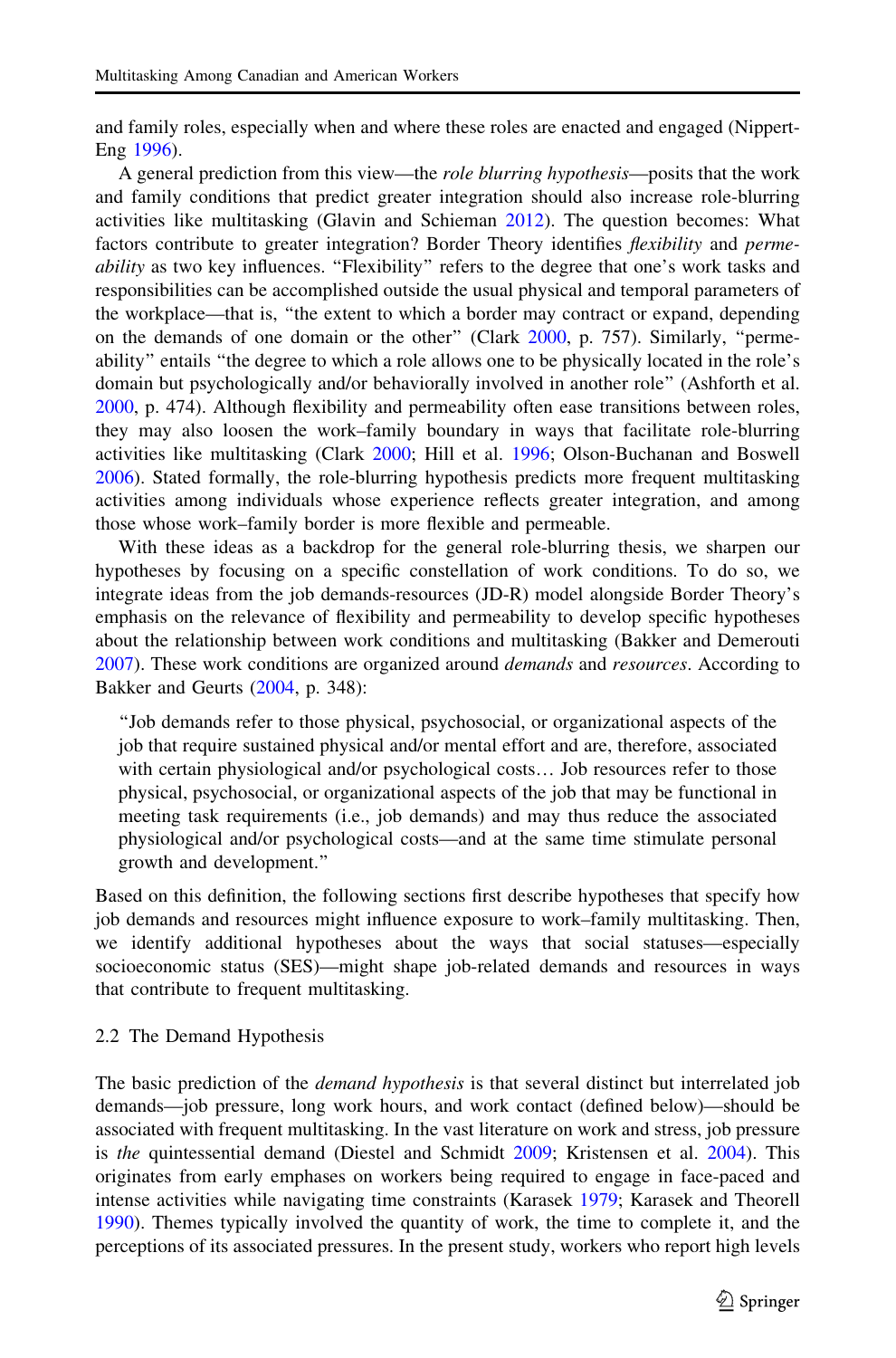and family roles, especially when and where these roles are enacted and engaged (Nippert-Eng 1996).

A general prediction from this view—the *role blurring hypothesis*—posits that the work and family conditions that predict greater integration should also increase role-blurring activities like multitasking (Glavin and Schieman 2012). The question becomes: What factors contribute to greater integration? Border Theory identifies *flexibility* and *permeability* as two key influences. "Flexibility" refers to the degree that one's work tasks and responsibilities can be accomplished outside the usual physical and temporal parameters of the workplace—that is, "the extent to which a border may contract or expand, depending on the demands of one domain or the other" (Clark 2000, p. 757). Similarly, "permeability" entails "the degree to which a role allows one to be physically located in the role's domain but psychologically and/or behaviorally involved in another role" (Ashforth et al. 2000, p. 474). Although flexibility and permeability often ease transitions between roles, they may also loosen the work–family boundary in ways that facilitate role-blurring activities like multitasking (Clark 2000; Hill et al. 1996; Olson-Buchanan and Boswell 2006). Stated formally, the role-blurring hypothesis predicts more frequent multitasking activities among individuals whose experience reflects greater integration, and among those whose work–family border is more flexible and permeable.

With these ideas as a backdrop for the general role-blurring thesis, we sharpen our hypotheses by focusing on a specific constellation of work conditions. To do so, we integrate ideas from the job demands-resources (JD-R) model alongside Border Theory's emphasis on the relevance of flexibility and permeability to develop specific hypotheses about the relationship between work conditions and multitasking (Bakker and Demerouti 2007). These work conditions are organized around *demands* and *resources*. According to Bakker and Geurts (2004, p. 348):

> "Job demands refer to those physical, psychosocial, or organizational aspects of the job that require sustained physical and/or mental effort and are, therefore, associated with certain physiological and/or psychological costs… Job resources refer to those physical, psychosocial, or organizational aspects of the job that may be functional in meeting task requirements (i.e., job demands) and may thus reduce the associated physiological and/or psychological costs—and at the same time stimulate personal growth and development."

Based on this definition, the following sections first describe hypotheses that specify how job demands and resources might influence exposure to work–family multitasking. Then, we identify additional hypotheses about the ways that social statuses—especially socioeconomic status (SES)—might shape job-related demands and resources in ways that contribute to frequent multitasking.

### 2.2 The Demand Hypothesis

The basic prediction of the *demand hypothesis* is that several distinct but interrelated job demands—job pressure, long work hours, and work contact (defined below)—should be associated with frequent multitasking. In the vast literature on work and stress, job pressure is *the* quintessential demand (Diestel and Schmidt 2009; Kristensen et al. 2004). This originates from early emphases on workers being required to engage in face-paced and intense activities while navigating time constraints (Karasek 1979; Karasek and Theorell 1990). Themes typically involved the quantity of work, the time to complete it, and the perceptions of its associated pressures. In the present study, workers who report high levels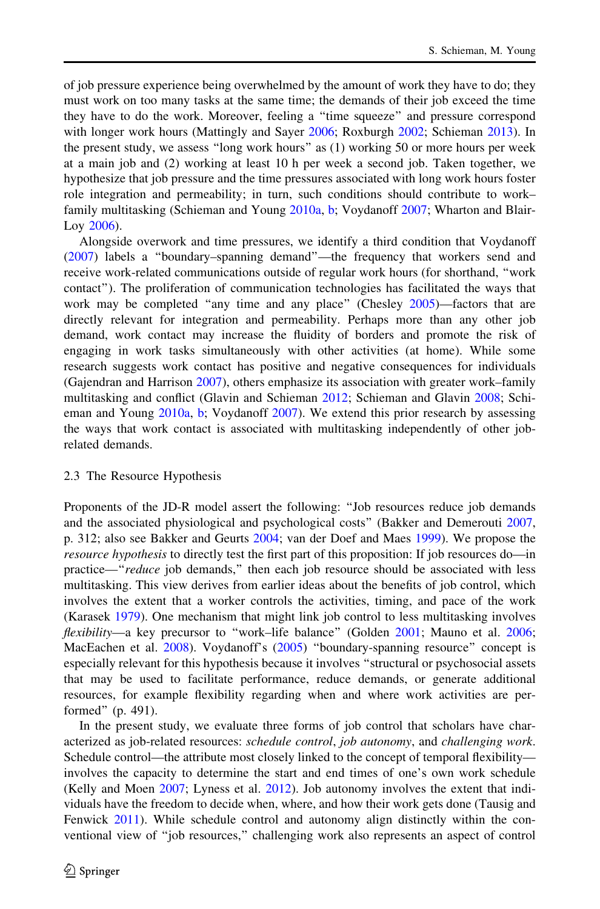of job pressure experience being overwhelmed by the amount of work they have to do; they must work on too many tasks at the same time; the demands of their job exceed the time they have to do the work. Moreover, feeling a "time squeeze" and pressure correspond with longer work hours (Mattingly and Sayer 2006; Roxburgh 2002; Schieman 2013). In the present study, we assess "long work hours" as (1) working 50 or more hours per week at a main job and (2) working at least 10 h per week a second job. Taken together, we hypothesize that job pressure and the time pressures associated with long work hours foster role integration and permeability; in turn, such conditions should contribute to work–family multitasking (Schieman and Young 2010a, b; Voydanoff 2007; Wharton and Blair-Loy 2006).

Alongside overwork and time pressures, we identify a third condition that Voydanoff (2007) labels a "boundary–spanning demand"—the frequency that workers send and receive work-related communications outside of regular work hours (for shorthand, "work contact"). The proliferation of communication technologies has facilitated the ways that work may be completed "any time and any place" (Chesley 2005)—factors that are directly relevant for integration and permeability. Perhaps more than any other job demand, work contact may increase the fluidity of borders and promote the risk of engaging in work tasks simultaneously with other activities (at home). While some research suggests work contact has positive and negative consequences for individuals (Gajendran and Harrison 2007), others emphasize its association with greater work–family multitasking and conflict (Glavin and Schieman 2012; Schieman and Glavin 2008; Schieman and Young 2010a, b; Voydanoff 2007). We extend this prior research by assessing the ways that work contact is associated with multitasking independently of other job-related demands.

### 2.3 The Resource Hypothesis

Proponents of the JD-R model assert the following: "Job resources reduce job demands and the associated physiological and psychological costs" (Bakker and Demerouti 2007, p. 312; also see Bakker and Geurts 2004; van der Doef and Maes 1999). We propose the *resource hypothesis* to directly test the first part of this proposition: If job resources do—in practice—"*reduce* job demands," then each job resource should be associated with less multitasking. This view derives from earlier ideas about the benefits of job control, which involves the extent that a worker controls the activities, timing, and pace of the work (Karasek 1979). One mechanism that might link job control to less multitasking involves *flexibility*—a key precursor to "work–life balance" (Golden 2001; Mauno et al. 2006; MacEachen et al. 2008). Voydanoff's (2005) "boundary-spanning resource" concept is especially relevant for this hypothesis because it involves "structural or psychosocial assets that may be used to facilitate performance, reduce demands, or generate additional resources, for example flexibility regarding when and where work activities are performed" (p. 491).

In the present study, we evaluate three forms of job control that scholars have characterized as job-related resources: *schedule control*, *job autonomy*, and *challenging work*. Schedule control—the attribute most closely linked to the concept of temporal flexibility—involves the capacity to determine the start and end times of one's own work schedule (Kelly and Moen 2007; Lyness et al. 2012). Job autonomy involves the extent that individuals have the freedom to decide when, where, and how their work gets done (Tausig and Fenwick 2011). While schedule control and autonomy align distinctly within the conventional view of "job resources," challenging work also represents an aspect of control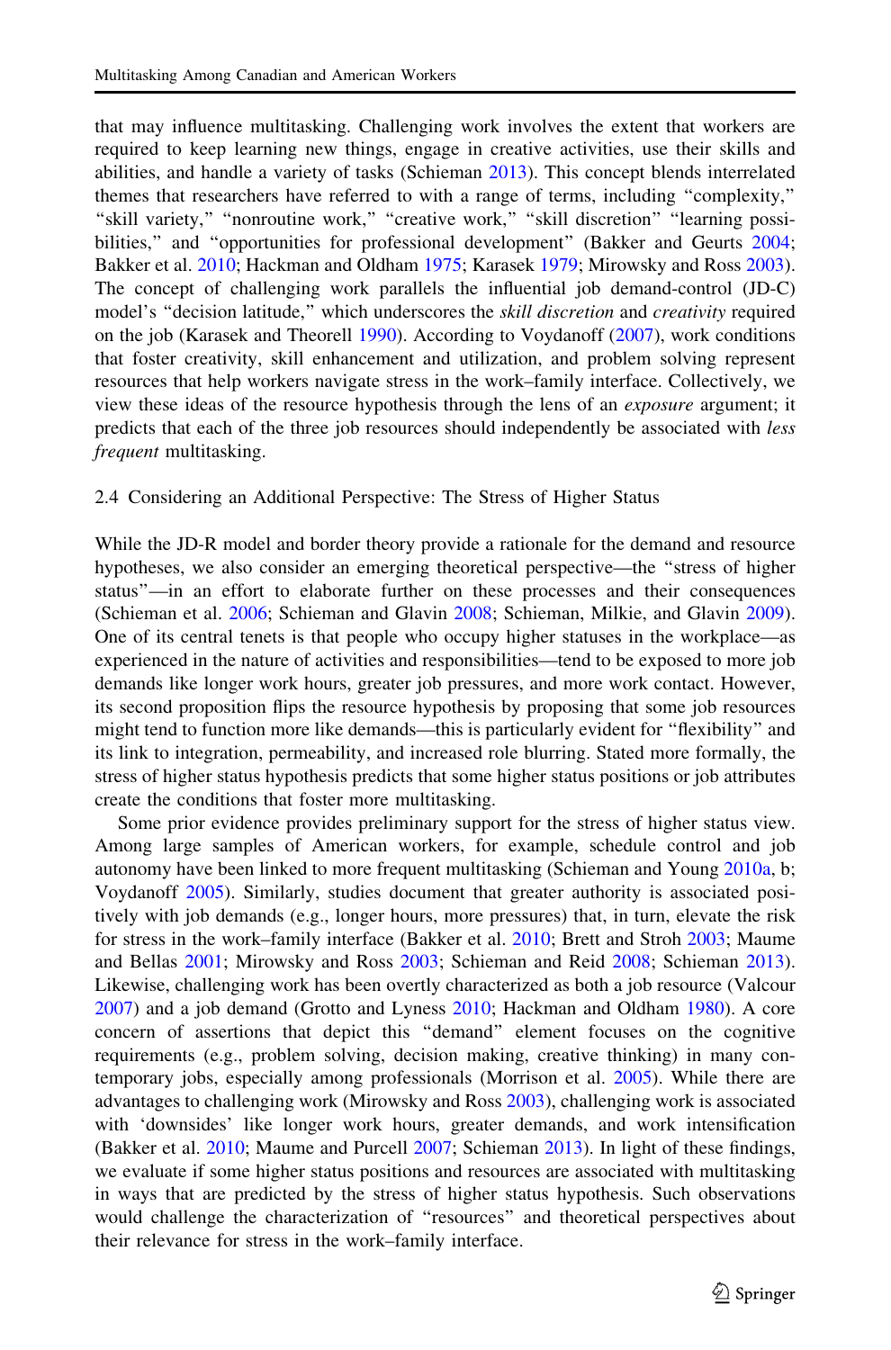that may influence multitasking. Challenging work involves the extent that workers are required to keep learning new things, engage in creative activities, use their skills and abilities, and handle a variety of tasks (Schieman 2013). This concept blends interrelated themes that researchers have referred to with a range of terms, including "complexity," "skill variety," "nonroutine work," "creative work," "skill discretion" "learning possibilities," and "opportunities for professional development" (Bakker and Geurts 2004; Bakker et al. 2010; Hackman and Oldham 1975; Karasek 1979; Mirowsky and Ross 2003). The concept of challenging work parallels the influential job demand-control (JD-C) model's "decision latitude," which underscores the *skill discretion* and *creativity* required on the job (Karasek and Theorell 1990). According to Voydanoff (2007), work conditions that foster creativity, skill enhancement and utilization, and problem solving represent resources that help workers navigate stress in the work–family interface. Collectively, we view these ideas of the resource hypothesis through the lens of an *exposure* argument; it predicts that each of the three job resources should independently be associated with *less frequent* multitasking.

### 2.4 Considering an Additional Perspective: The Stress of Higher Status

While the JD-R model and border theory provide a rationale for the demand and resource hypotheses, we also consider an emerging theoretical perspective—the "stress of higher status"—in an effort to elaborate further on these processes and their consequences (Schieman et al. 2006; Schieman and Glavin 2008; Schieman, Milkie, and Glavin 2009). One of its central tenets is that people who occupy higher statuses in the workplace—as experienced in the nature of activities and responsibilities—tend to be exposed to more job demands like longer work hours, greater job pressures, and more work contact. However, its second proposition flips the resource hypothesis by proposing that some job resources might tend to function more like demands—this is particularly evident for "flexibility" and its link to integration, permeability, and increased role blurring. Stated more formally, the stress of higher status hypothesis predicts that some higher status positions or job attributes create the conditions that foster more multitasking.

Some prior evidence provides preliminary support for the stress of higher status view. Among large samples of American workers, for example, schedule control and job autonomy have been linked to more frequent multitasking (Schieman and Young 2010a, b; Voydanoff 2005). Similarly, studies document that greater authority is associated positively with job demands (e.g., longer hours, more pressures) that, in turn, elevate the risk for stress in the work–family interface (Bakker et al. 2010; Brett and Stroh 2003; Maume and Bellas 2001; Mirowsky and Ross 2003; Schieman and Reid 2008; Schieman 2013). Likewise, challenging work has been overtly characterized as both a job resource (Valcour 2007) and a job demand (Grotto and Lyness 2010; Hackman and Oldham 1980). A core concern of assertions that depict this "demand" element focuses on the cognitive requirements (e.g., problem solving, decision making, creative thinking) in many contemporary jobs, especially among professionals (Morrison et al. 2005). While there are advantages to challenging work (Mirowsky and Ross 2003), challenging work is associated with 'downsides' like longer work hours, greater demands, and work intensification (Bakker et al. 2010; Maume and Purcell 2007; Schieman 2013). In light of these findings, we evaluate if some higher status positions and resources are associated with multitasking in ways that are predicted by the stress of higher status hypothesis. Such observations would challenge the characterization of "resources" and theoretical perspectives about their relevance for stress in the work–family interface.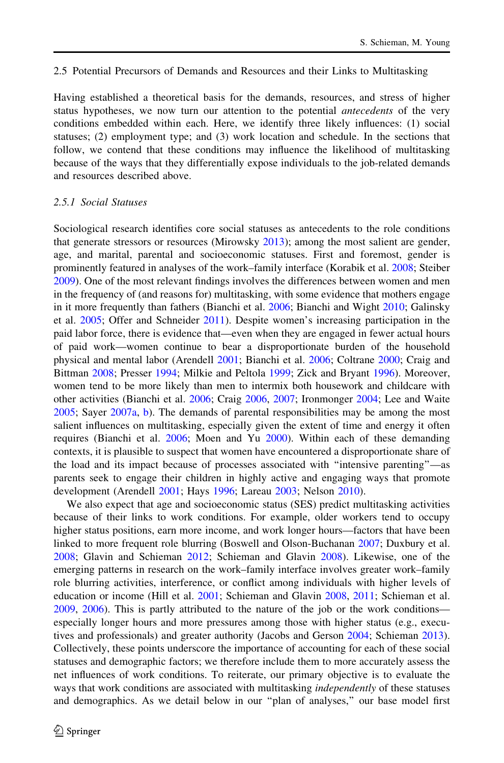### 2.5 Potential Precursors of Demands and Resources and their Links to Multitasking

Having established a theoretical basis for the demands, resources, and stress of higher status hypotheses, we now turn our attention to the potential *antecedents* of the very conditions embedded within each. Here, we identify three likely influences: (1) social statuses; (2) employment type; and (3) work location and schedule. In the sections that follow, we contend that these conditions may influence the likelihood of multitasking because of the ways that they differentially expose individuals to the job-related demands and resources described above.

#### *2.5.1 Social Statuses*

Sociological research identifies core social statuses as antecedents to the role conditions that generate stressors or resources (Mirowsky 2013); among the most salient are gender, age, and marital, parental and socioeconomic statuses. First and foremost, gender is prominently featured in analyses of the work–family interface (Korabik et al. 2008; Steiber 2009). One of the most relevant findings involves the differences between women and men in the frequency of (and reasons for) multitasking, with some evidence that mothers engage in it more frequently than fathers (Bianchi et al. 2006; Bianchi and Wight 2010; Galinsky et al. 2005; Offer and Schneider 2011). Despite women's increasing participation in the paid labor force, there is evidence that—even when they are engaged in fewer actual hours of paid work—women continue to bear a disproportionate burden of the household physical and mental labor (Arendell 2001; Bianchi et al. 2006; Coltrane 2000; Craig and Bittman 2008; Presser 1994; Milkie and Peltola 1999; Zick and Bryant 1996). Moreover, women tend to be more likely than men to intermix both housework and childcare with other activities (Bianchi et al. 2006; Craig 2006, 2007; Ironmonger 2004; Lee and Waite 2005; Sayer 2007a, b). The demands of parental responsibilities may be among the most salient influences on multitasking, especially given the extent of time and energy it often requires (Bianchi et al. 2006; Moen and Yu 2000). Within each of these demanding contexts, it is plausible to suspect that women have encountered a disproportionate share of the load and its impact because of processes associated with "intensive parenting"—as parents seek to engage their children in highly active and engaging ways that promote development (Arendell 2001; Hays 1996; Lareau 2003; Nelson 2010).

We also expect that age and socioeconomic status (SES) predict multitasking activities because of their links to work conditions. For example, older workers tend to occupy higher status positions, earn more income, and work longer hours—factors that have been linked to more frequent role blurring (Boswell and Olson-Buchanan 2007; Duxbury et al. 2008; Glavin and Schieman 2012; Schieman and Glavin 2008). Likewise, one of the emerging patterns in research on the work–family interface involves greater work–family role blurring activities, interference, or conflict among individuals with higher levels of education or income (Hill et al. 2001; Schieman and Glavin 2008, 2011; Schieman et al. 2009, 2006). This is partly attributed to the nature of the job or the work conditions—especially longer hours and more pressures among those with higher status (e.g., executives and professionals) and greater authority (Jacobs and Gerson 2004; Schieman 2013). Collectively, these points underscore the importance of accounting for each of these social statuses and demographic factors; we therefore include them to more accurately assess the net influences of work conditions. To reiterate, our primary objective is to evaluate the ways that work conditions are associated with multitasking *independently* of these statuses and demographics. As we detail below in our "plan of analyses," our base model first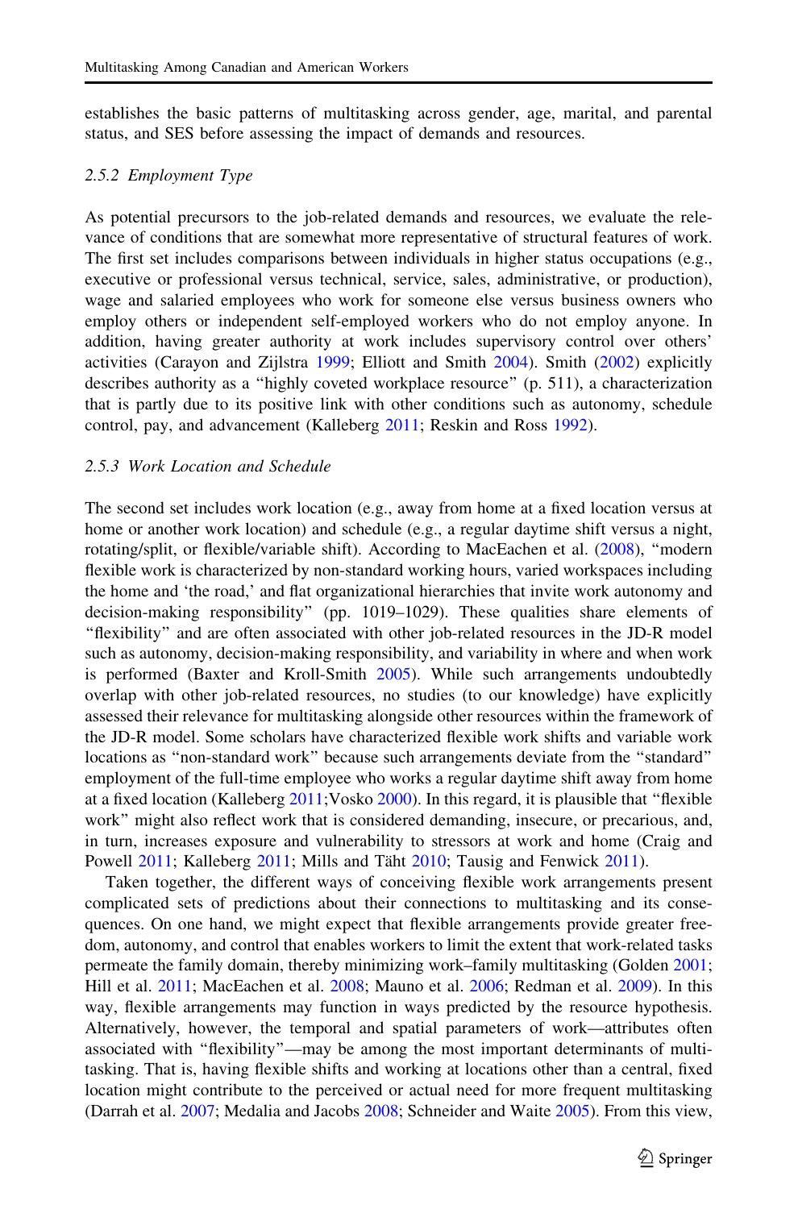establishes the basic patterns of multitasking across gender, age, marital, and parental status, and SES before assessing the impact of demands and resources.

### 2.5.2 Employment Type

As potential precursors to the job-related demands and resources, we evaluate the relevance of conditions that are somewhat more representative of structural features of work. The first set includes comparisons between individuals in higher status occupations (e.g., executive or professional versus technical, service, sales, administrative, or production), wage and salaried employees who work for someone else versus business owners who employ others or independent self-employed workers who do not employ anyone. In addition, having greater authority at work includes supervisory control over others' activities (Carayon and Zijlstra 1999; Elliott and Smith 2004). Smith (2002) explicitly describes authority as a "highly coveted workplace resource" (p. 511), a characterization that is partly due to its positive link with other conditions such as autonomy, schedule control, pay, and advancement (Kalleberg 2011; Reskin and Ross 1992).

### 2.5.3 Work Location and Schedule

The second set includes work location (e.g., away from home at a fixed location versus at home or another work location) and schedule (e.g., a regular daytime shift versus a night, rotating/split, or flexible/variable shift). According to MacEachen et al. (2008), "modern flexible work is characterized by non-standard working hours, varied workspaces including the home and 'the road,' and flat organizational hierarchies that invite work autonomy and decision-making responsibility" (pp. 1019–1029). These qualities share elements of "flexibility" and are often associated with other job-related resources in the JD-R model such as autonomy, decision-making responsibility, and variability in where and when work is performed (Baxter and Kroll-Smith 2005). While such arrangements undoubtedly overlap with other job-related resources, no studies (to our knowledge) have explicitly assessed their relevance for multitasking alongside other resources within the framework of the JD-R model. Some scholars have characterized flexible work shifts and variable work locations as "non-standard work" because such arrangements deviate from the "standard" employment of the full-time employee who works a regular daytime shift away from home at a fixed location (Kalleberg 2011;Vosko 2000). In this regard, it is plausible that "flexible work" might also reflect work that is considered demanding, insecure, or precarious, and, in turn, increases exposure and vulnerability to stressors at work and home (Craig and Powell 2011; Kalleberg 2011; Mills and Täht 2010; Tausig and Fenwick 2011).

Taken together, the different ways of conceiving flexible work arrangements present complicated sets of predictions about their connections to multitasking and its consequences. On one hand, we might expect that flexible arrangements provide greater freedom, autonomy, and control that enables workers to limit the extent that work-related tasks permeate the family domain, thereby minimizing work–family multitasking (Golden 2001; Hill et al. 2011; MacEachen et al. 2008; Mauno et al. 2006; Redman et al. 2009). In this way, flexible arrangements may function in ways predicted by the resource hypothesis. Alternatively, however, the temporal and spatial parameters of work—attributes often associated with "flexibility"—may be among the most important determinants of multitasking. That is, having flexible shifts and working at locations other than a central, fixed location might contribute to the perceived or actual need for more frequent multitasking (Darrah et al. 2007; Medalia and Jacobs 2008; Schneider and Waite 2005). From this view,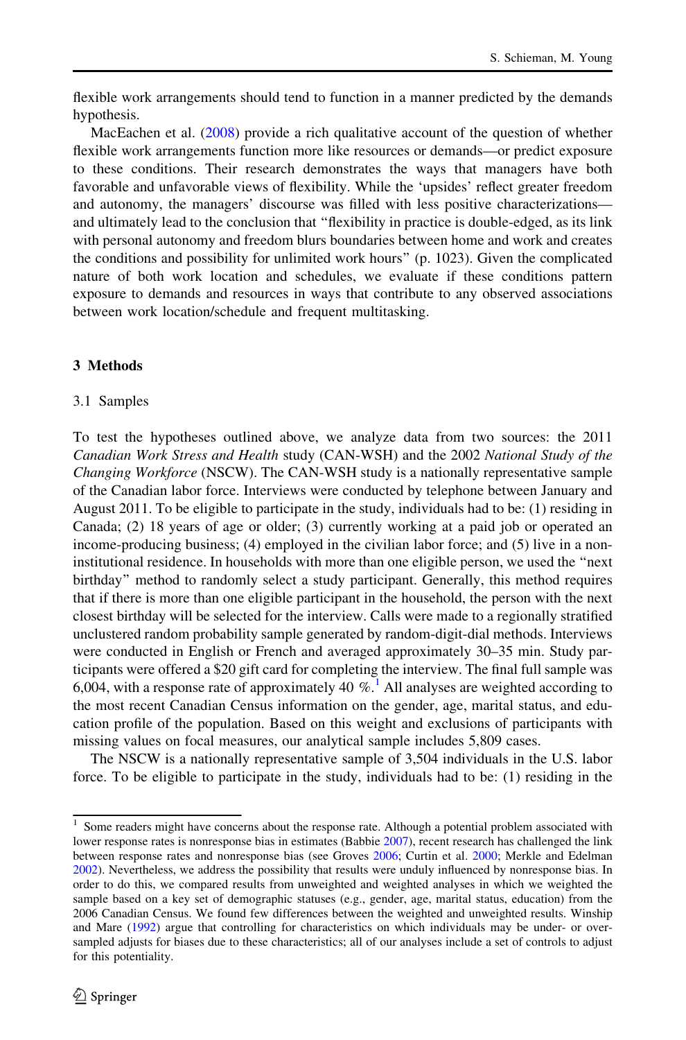flexible work arrangements should tend to function in a manner predicted by the demands hypothesis.

MacEachen et al. (2008) provide a rich qualitative account of the question of whether flexible work arrangements function more like resources or demands—or predict exposure to these conditions. Their research demonstrates the ways that managers have both favorable and unfavorable views of flexibility. While the 'upsides' reflect greater freedom and autonomy, the managers' discourse was filled with less positive characterizations—and ultimately lead to the conclusion that "flexibility in practice is double-edged, as its link with personal autonomy and freedom blurs boundaries between home and work and creates the conditions and possibility for unlimited work hours" (p. 1023). Given the complicated nature of both work location and schedules, we evaluate if these conditions pattern exposure to demands and resources in ways that contribute to any observed associations between work location/schedule and frequent multitasking.

## 3 Methods

### 3.1 Samples

To test the hypotheses outlined above, we analyze data from two sources: the 2011 *Canadian Work Stress and Health* study (CAN-WSH) and the 2002 *National Study of the Changing Workforce* (NSCW). The CAN-WSH study is a nationally representative sample of the Canadian labor force. Interviews were conducted by telephone between January and August 2011. To be eligible to participate in the study, individuals had to be: (1) residing in Canada; (2) 18 years of age or older; (3) currently working at a paid job or operated an income-producing business; (4) employed in the civilian labor force; and (5) live in a non-institutional residence. In households with more than one eligible person, we used the "next birthday" method to randomly select a study participant. Generally, this method requires that if there is more than one eligible participant in the household, the person with the next closest birthday will be selected for the interview. Calls were made to a regionally stratified unclustered random probability sample generated by random-digit-dial methods. Interviews were conducted in English or French and averaged approximately 30–35 min. Study participants were offered a $20 gift card for completing the interview. The final full sample was 6,004, with a response rate of approximately 40 %.[1] All analyses are weighted according to the most recent Canadian Census information on the gender, age, marital status, and education profile of the population. Based on this weight and exclusions of participants with missing values on focal measures, our analytical sample includes 5,809 cases.

The NSCW is a nationally representative sample of 3,504 individuals in the U.S. labor force. To be eligible to participate in the study, individuals had to be: (1) residing in the

[1] Some readers might have concerns about the response rate. Although a potential problem associated with lower response rates is nonresponse bias in estimates (Babbie 2007), recent research has challenged the link between response rates and nonresponse bias (see Groves 2006; Curtin et al. 2000; Merkle and Edelman 2002). Nevertheless, we address the possibility that results were unduly influenced by nonresponse bias. In order to do this, we compared results from unweighted and weighted analyses in which we weighted the sample based on a key set of demographic statuses (e.g., gender, age, marital status, education) from the 2006 Canadian Census. We found few differences between the weighted and unweighted results. Winship and Mare (1992) argue that controlling for characteristics on which individuals may be under- or over-sampled adjusts for biases due to these characteristics; all of our analyses include a set of controls to adjust for this potentiality.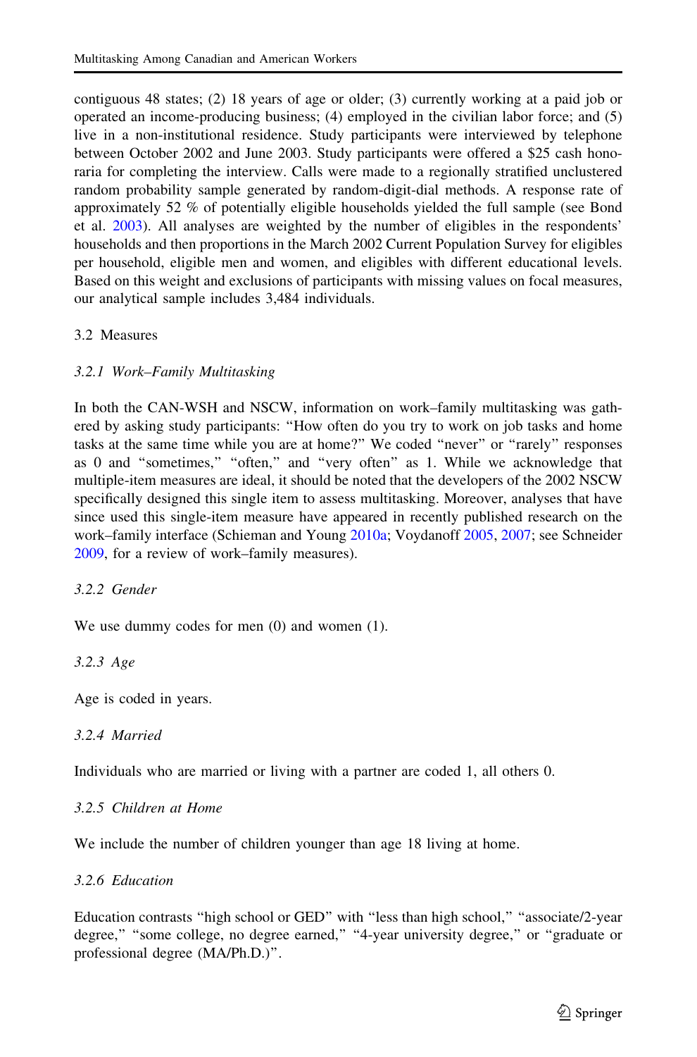contiguous 48 states; (2) 18 years of age or older; (3) currently working at a paid job or operated an income-producing business; (4) employed in the civilian labor force; and (5) live in a non-institutional residence. Study participants were interviewed by telephone between October 2002 and June 2003. Study participants were offered a $25 cash honoraria for completing the interview. Calls were made to a regionally stratified unclustered random probability sample generated by random-digit-dial methods. A response rate of approximately 52 % of potentially eligible households yielded the full sample (see Bond et al. 2003). All analyses are weighted by the number of eligibles in the respondents' households and then proportions in the March 2002 Current Population Survey for eligibles per household, eligible men and women, and eligibles with different educational levels. Based on this weight and exclusions of participants with missing values on focal measures, our analytical sample includes 3,484 individuals.

## 3.2 Measures

### *3.2.1 Work–Family Multitasking*

In both the CAN-WSH and NSCW, information on work–family multitasking was gathered by asking study participants: "How often do you try to work on job tasks and home tasks at the same time while you are at home?" We coded "never" or "rarely" responses as 0 and "sometimes," "often," and "very often" as 1. While we acknowledge that multiple-item measures are ideal, it should be noted that the developers of the 2002 NSCW specifically designed this single item to assess multitasking. Moreover, analyses that have since used this single-item measure have appeared in recently published research on the work–family interface (Schieman and Young 2010a; Voydanoff 2005, 2007; see Schneider 2009, for a review of work–family measures).

### *3.2.2 Gender*

We use dummy codes for men (0) and women (1).

### *3.2.3 Age*

Age is coded in years.

### *3.2.4 Married*

Individuals who are married or living with a partner are coded 1, all others 0.

### *3.2.5 Children at Home*

We include the number of children younger than age 18 living at home.

### *3.2.6 Education*

Education contrasts "high school or GED" with "less than high school," "associate/2-year degree," "some college, no degree earned," "4-year university degree," or "graduate or professional degree (MA/Ph.D.)".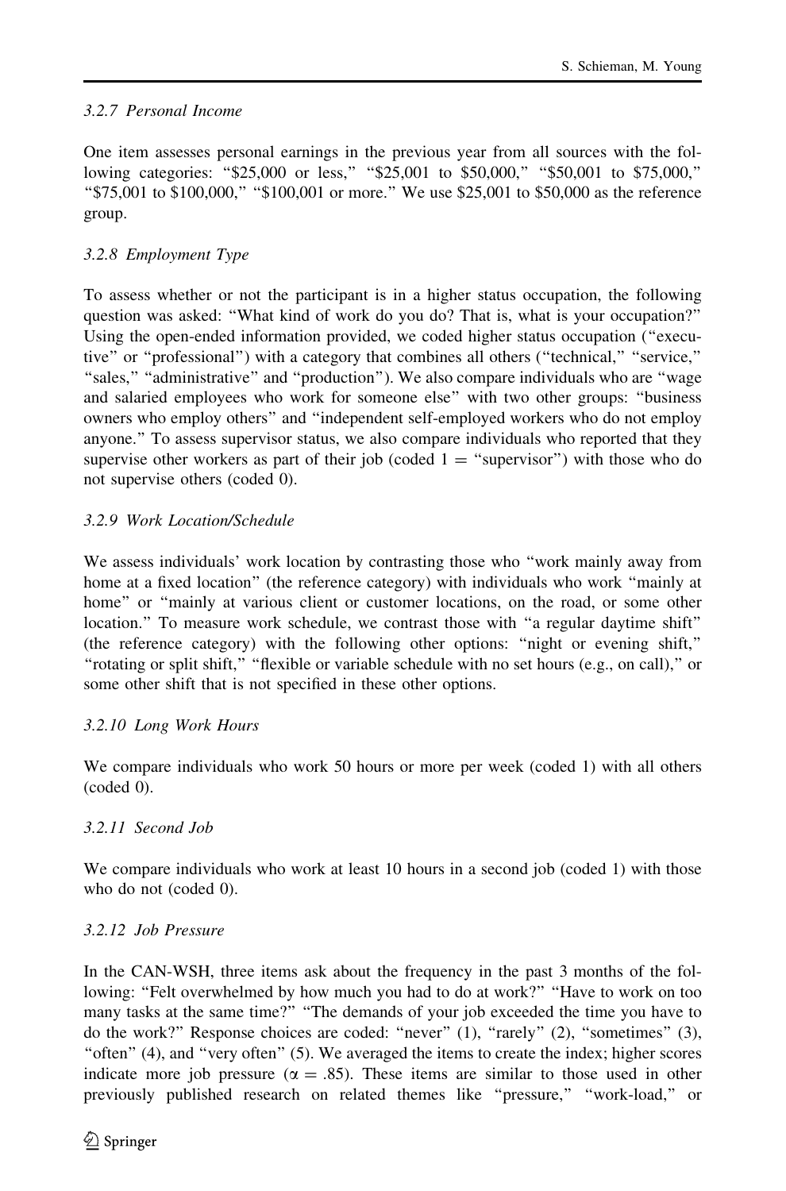### 3.2.7 Personal Income

One item assesses personal earnings in the previous year from all sources with the following categories: "$25,000 or less," "$25,001 to $50,000," "$50,001 to $75,000," "$75,001 to $100,000," "$100,001 or more." We use $25,001 to $50,000 as the reference group.

### 3.2.8 Employment Type

To assess whether or not the participant is in a higher status occupation, the following question was asked: "What kind of work do you do? That is, what is your occupation?" Using the open-ended information provided, we coded higher status occupation ("executive" or "professional") with a category that combines all others ("technical," "service," "sales," "administrative" and "production"). We also compare individuals who are "wage and salaried employees who work for someone else" with two other groups: "business owners who employ others" and "independent self-employed workers who do not employ anyone." To assess supervisor status, we also compare individuals who reported that they supervise other workers as part of their job (coded 1 = "supervisor") with those who do not supervise others (coded 0).

### 3.2.9 Work Location/Schedule

We assess individuals' work location by contrasting those who "work mainly away from home at a fixed location" (the reference category) with individuals who work "mainly at home" or "mainly at various client or customer locations, on the road, or some other location." To measure work schedule, we contrast those with "a regular daytime shift" (the reference category) with the following other options: "night or evening shift," "rotating or split shift," "flexible or variable schedule with no set hours (e.g., on call)," or some other shift that is not specified in these other options.

### 3.2.10 Long Work Hours

We compare individuals who work 50 hours or more per week (coded 1) with all others (coded 0).

### 3.2.11 Second Job

We compare individuals who work at least 10 hours in a second job (coded 1) with those who do not (coded 0).

### 3.2.12 Job Pressure

In the CAN-WSH, three items ask about the frequency in the past 3 months of the following: "Felt overwhelmed by how much you had to do at work?" "Have to work on too many tasks at the same time?" "The demands of your job exceeded the time you have to do the work?" Response choices are coded: "never" (1), "rarely" (2), "sometimes" (3), "often" (4), and "very often" (5). We averaged the items to create the index; higher scores indicate more job pressure ($\alpha = .85$). These items are similar to those used in other previously published research on related themes like "pressure," "work-load," or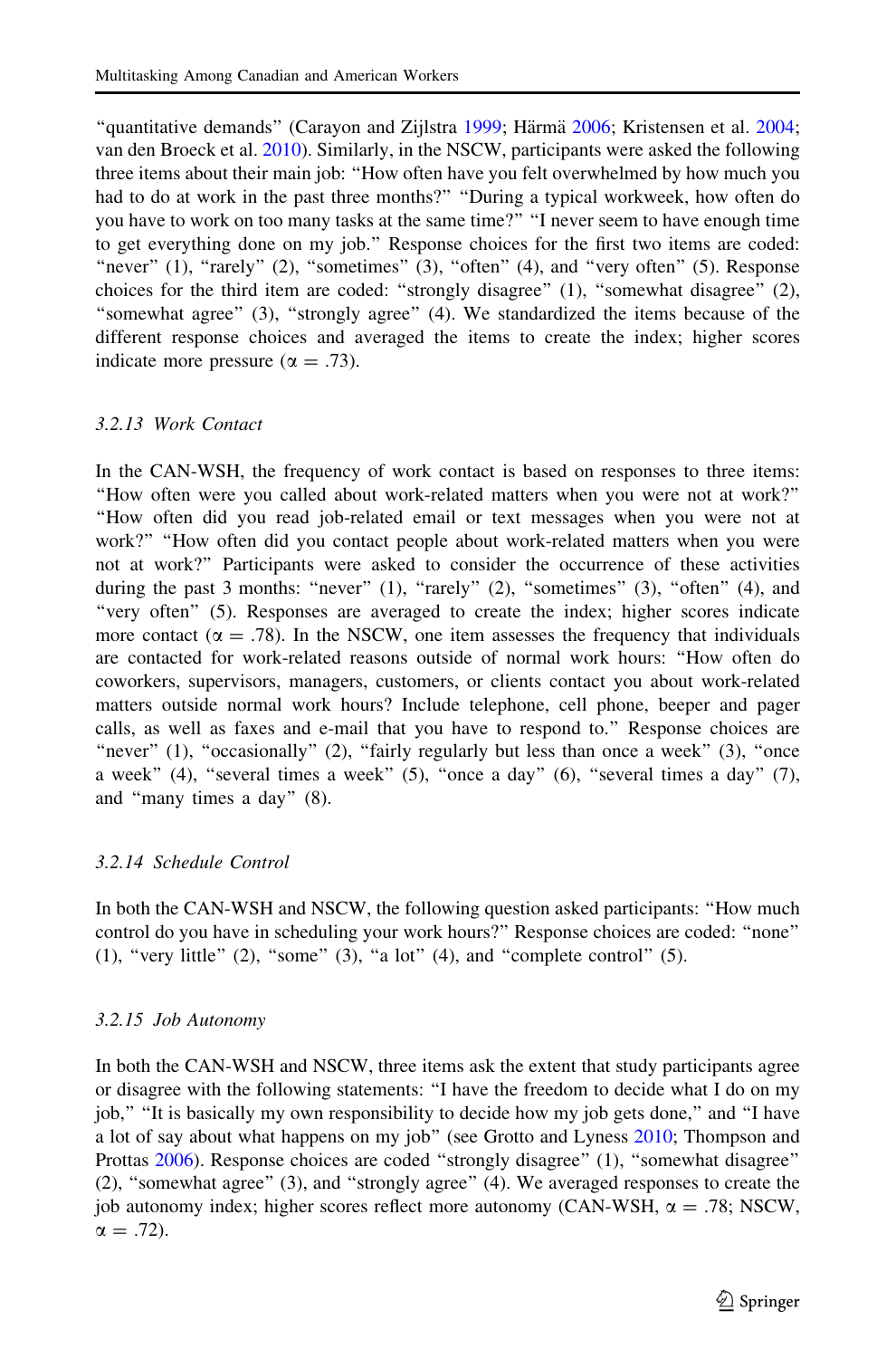"quantitative demands" (Carayon and Zijlstra 1999; Härmä 2006; Kristensen et al. 2004; van den Broeck et al. 2010). Similarly, in the NSCW, participants were asked the following three items about their main job: "How often have you felt overwhelmed by how much you had to do at work in the past three months?" "During a typical workweek, how often do you have to work on too many tasks at the same time?" "I never seem to have enough time to get everything done on my job." Response choices for the first two items are coded: "never" (1), "rarely" (2), "sometimes" (3), "often" (4), and "very often" (5). Response choices for the third item are coded: "strongly disagree" (1), "somewhat disagree" (2), "somewhat agree" (3), "strongly agree" (4). We standardized the items because of the different response choices and averaged the items to create the index; higher scores indicate more pressure ($\alpha = .73$).

### 3.2.13 *Work Contact*

In the CAN-WSH, the frequency of work contact is based on responses to three items: "How often were you called about work-related matters when you were not at work?" "How often did you read job-related email or text messages when you were not at work?" "How often did you contact people about work-related matters when you were not at work?" Participants were asked to consider the occurrence of these activities during the past 3 months: "never" (1), "rarely" (2), "sometimes" (3), "often" (4), and "very often" (5). Responses are averaged to create the index; higher scores indicate more contact ($\alpha = .78$). In the NSCW, one item assesses the frequency that individuals are contacted for work-related reasons outside of normal work hours: "How often do coworkers, supervisors, managers, customers, or clients contact you about work-related matters outside normal work hours? Include telephone, cell phone, beeper and pager calls, as well as faxes and e-mail that you have to respond to." Response choices are "never" (1), "occasionally" (2), "fairly regularly but less than once a week" (3), "once a week" (4), "several times a week" (5), "once a day" (6), "several times a day" (7), and "many times a day" (8).

### 3.2.14 *Schedule Control*

In both the CAN-WSH and NSCW, the following question asked participants: "How much control do you have in scheduling your work hours?" Response choices are coded: "none" (1), "very little" (2), "some" (3), "a lot" (4), and "complete control" (5).

### 3.2.15 *Job Autonomy*

In both the CAN-WSH and NSCW, three items ask the extent that study participants agree or disagree with the following statements: "I have the freedom to decide what I do on my job," "It is basically my own responsibility to decide how my job gets done," and "I have a lot of say about what happens on my job" (see Grotto and Lyness 2010; Thompson and Prottas 2006). Response choices are coded "strongly disagree" (1), "somewhat disagree" (2), "somewhat agree" (3), and "strongly agree" (4). We averaged responses to create the job autonomy index; higher scores reflect more autonomy (CAN-WSH, $\alpha = .78$; NSCW, $\alpha = .72$).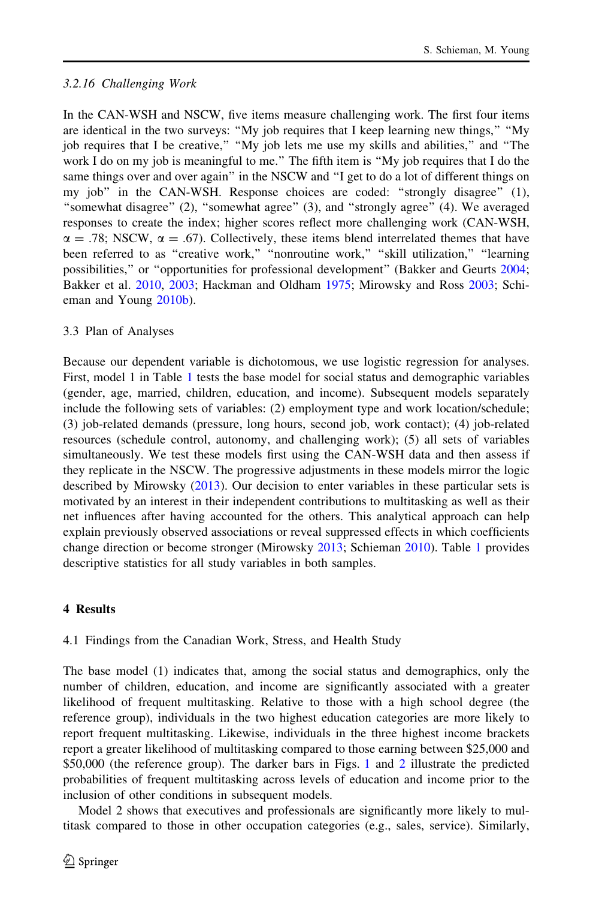### 3.2.16 Challenging Work

In the CAN-WSH and NSCW, five items measure challenging work. The first four items are identical in the two surveys: “My job requires that I keep learning new things,” “My job requires that I be creative,” “My job lets me use my skills and abilities,” and “The work I do on my job is meaningful to me.” The fifth item is “My job requires that I do the same things over and over again” in the NSCW and “I get to do a lot of different things on my job” in the CAN-WSH. Response choices are coded: “strongly disagree” (1), “somewhat disagree” (2), “somewhat agree” (3), and “strongly agree” (4). We averaged responses to create the index; higher scores reflect more challenging work (CAN-WSH, $\alpha = .78$; NSCW, $\alpha = .67$). Collectively, these items blend interrelated themes that have been referred to as “creative work,” “nonroutine work,” “skill utilization,” “learning possibilities,” or “opportunities for professional development” (Bakker and Geurts 2004; Bakker et al. 2010, 2003; Hackman and Oldham 1975; Mirowsky and Ross 2003; Schieman and Young 2010b).

## 3.3 Plan of Analyses

Because our dependent variable is dichotomous, we use logistic regression for analyses. First, model 1 in Table 1 tests the base model for social status and demographic variables (gender, age, married, children, education, and income). Subsequent models separately include the following sets of variables: (2) employment type and work location/schedule; (3) job-related demands (pressure, long hours, second job, work contact); (4) job-related resources (schedule control, autonomy, and challenging work); (5) all sets of variables simultaneously. We test these models first using the CAN-WSH data and then assess if they replicate in the NSCW. The progressive adjustments in these models mirror the logic described by Mirowsky (2013). Our decision to enter variables in these particular sets is motivated by an interest in their independent contributions to multitasking as well as their net influences after having accounted for the others. This analytical approach can help explain previously observed associations or reveal suppressed effects in which coefficients change direction or become stronger (Mirowsky 2013; Schieman 2010). Table 1 provides descriptive statistics for all study variables in both samples.

# 4 Results

## 4.1 Findings from the Canadian Work, Stress, and Health Study

The base model (1) indicates that, among the social status and demographics, only the number of children, education, and income are significantly associated with a greater likelihood of frequent multitasking. Relative to those with a high school degree (the reference group), individuals in the two highest education categories are more likely to report frequent multitasking. Likewise, individuals in the three highest income brackets report a greater likelihood of multitasking compared to those earning between \$25,000 and \$50,000 (the reference group). The darker bars in Figs. 1 and 2 illustrate the predicted probabilities of frequent multitasking across levels of education and income prior to the inclusion of other conditions in subsequent models.

Model 2 shows that executives and professionals are significantly more likely to multitask compared to those in other occupation categories (e.g., sales, service). Similarly,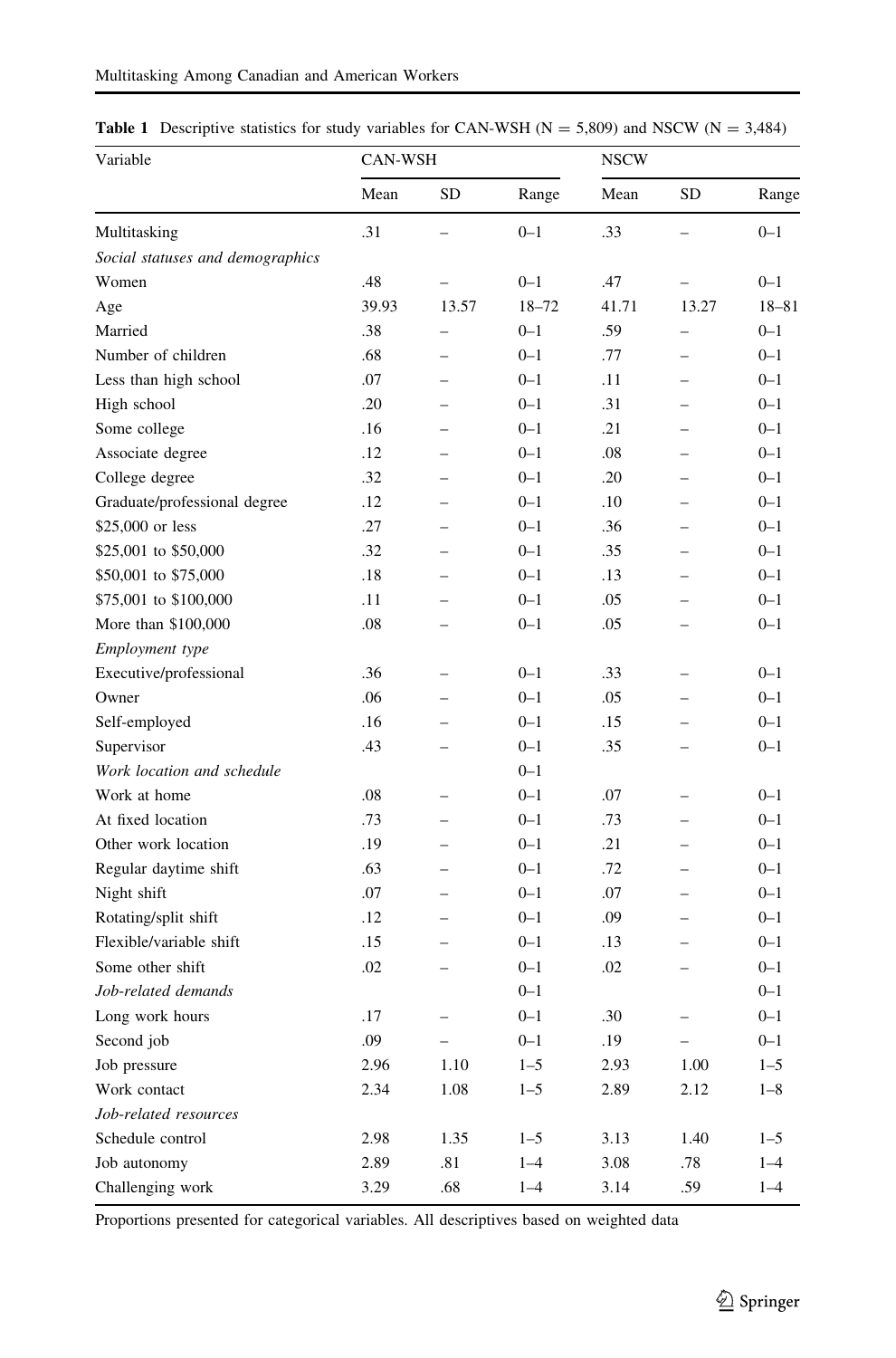**Table 1** Descriptive statistics for study variables for CAN-WSH (N = 5,809) and NSCW (N = 3,484)

| Variable | CAN-WSH | | | NSCW | | |
|---|---|---|---|---|---|---|
| | Mean | SD | Range | Mean | SD | Range |
| Multitasking | .31 | – | 0–1 | .33 | – | 0–1 |
| *Social statuses and demographics* | | | | | | |
| Women | .48 | – | 0–1 | .47 | – | 0–1 |
| Age | 39.93 | 13.57 | 18–72 | 41.71 | 13.27 | 18–81 |
| Married | .38 | – | 0–1 | .59 | – | 0–1 |
| Number of children | .68 | – | 0–1 | .77 | – | 0–1 |
| Less than high school | .07 | – | 0–1 | .11 | – | 0–1 |
| High school | .20 | – | 0–1 | .31 | – | 0–1 |
| Some college | .16 | – | 0–1 | .21 | – | 0–1 |
| Associate degree | .12 | – | 0–1 | .08 | – | 0–1 |
| College degree | .32 | – | 0–1 | .20 | – | 0–1 |
| Graduate/professional degree | .12 | – | 0–1 | .10 | – | 0–1 |
| $25,000 or less | .27 | – | 0–1 | .36 | – | 0–1 |
| $25,001 to $50,000 | .32 | – | 0–1 | .35 | – | 0–1 |
| $50,001 to $75,000 | .18 | – | 0–1 | .13 | – | 0–1 |
| $75,001 to $100,000 | .11 | – | 0–1 | .05 | – | 0–1 |
| More than $100,000 | .08 | – | 0–1 | .05 | – | 0–1 |
| *Employment type* | | | | | | |
| Executive/professional | .36 | – | 0–1 | .33 | – | 0–1 |
| Owner | .06 | – | 0–1 | .05 | – | 0–1 |
| Self-employed | .16 | – | 0–1 | .15 | – | 0–1 |
| Supervisor | .43 | – | 0–1 | .35 | – | 0–1 |
| *Work location and schedule* | | | 0–1 | | | |
| Work at home | .08 | – | 0–1 | .07 | – | 0–1 |
| At fixed location | .73 | – | 0–1 | .73 | – | 0–1 |
| Other work location | .19 | – | 0–1 | .21 | – | 0–1 |
| Regular daytime shift | .63 | – | 0–1 | .72 | – | 0–1 |
| Night shift | .07 | – | 0–1 | .07 | – | 0–1 |
| Rotating/split shift | .12 | – | 0–1 | .09 | – | 0–1 |
| Flexible/variable shift | .15 | – | 0–1 | .13 | – | 0–1 |
| Some other shift | .02 | – | 0–1 | .02 | – | 0–1 |
| *Job-related demands* | | | 0–1 | | | 0–1 |
| Long work hours | .17 | – | 0–1 | .30 | – | 0–1 |
| Second job | .09 | – | 0–1 | .19 | – | 0–1 |
| Job pressure | 2.96 | 1.10 | 1–5 | 2.93 | 1.00 | 1–5 |
| Work contact | 2.34 | 1.08 | 1–5 | 2.89 | 2.12 | 1–8 |
| *Job-related resources* | | | | | | |
| Schedule control | 2.98 | 1.35 | 1–5 | 3.13 | 1.40 | 1–5 |
| Job autonomy | 2.89 | .81 | 1–4 | 3.08 | .78 | 1–4 |
| Challenging work | 3.29 | .68 | 1–4 | 3.14 | .59 | 1–4 |

Proportions presented for categorical variables. All descriptives based on weighted data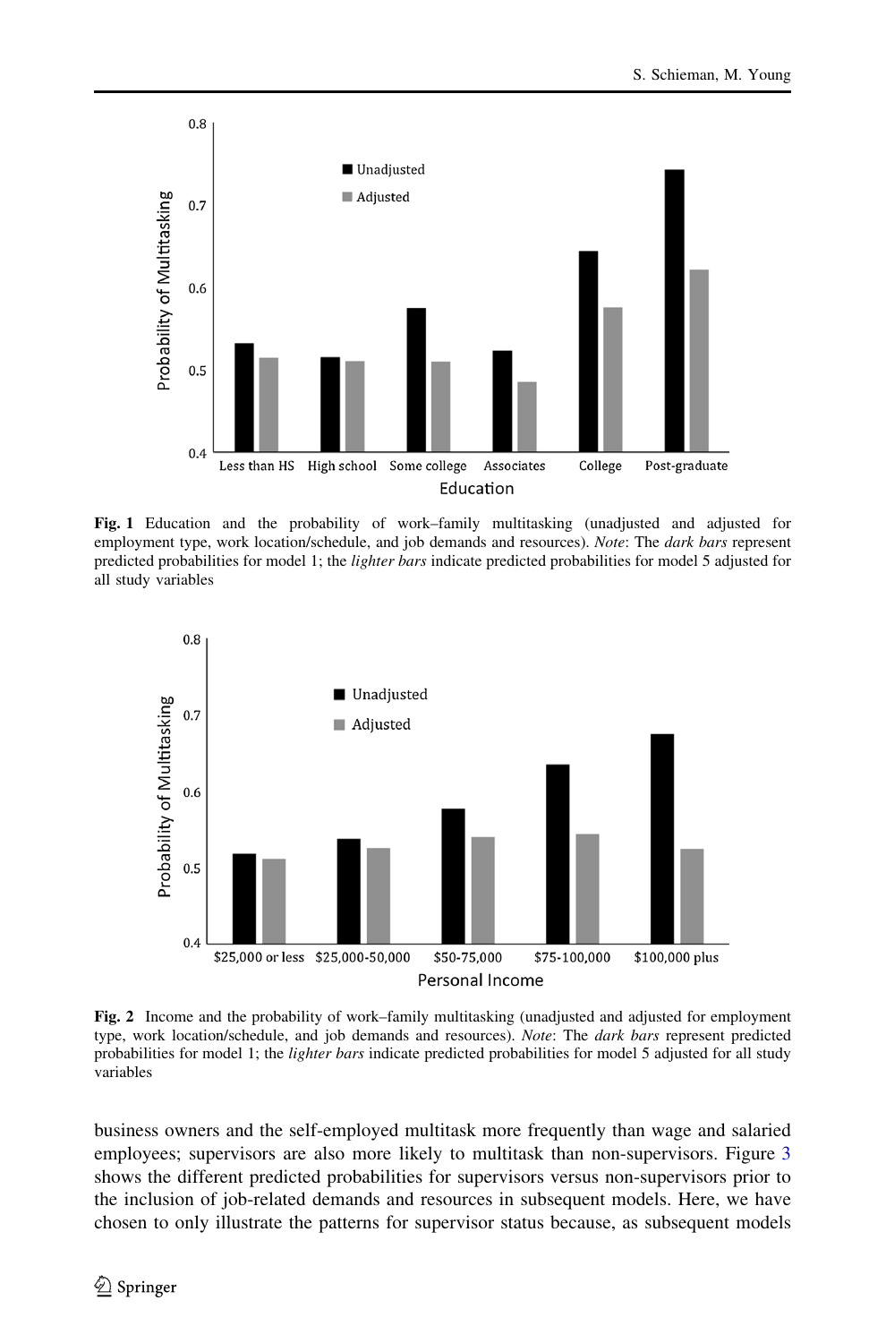**Fig. 1** Education and the probability of work–family multitasking (unadjusted and adjusted for employment type, work location/schedule, and job demands and resources). *Note*: The *dark bars* represent predicted probabilities for model 1; the *lighter bars* indicate predicted probabilities for model 5 adjusted for all study variables

**Fig. 2** Income and the probability of work–family multitasking (unadjusted and adjusted for employment type, work location/schedule, and job demands and resources). *Note*: The *dark bars* represent predicted probabilities for model 1; the *lighter bars* indicate predicted probabilities for model 5 adjusted for all study variables

business owners and the self-employed multitask more frequently than wage and salaried employees; supervisors are also more likely to multitask than non-supervisors. Figure 3 shows the different predicted probabilities for supervisors versus non-supervisors prior to the inclusion of job-related demands and resources in subsequent models. Here, we have chosen to only illustrate the patterns for supervisor status because, as subsequent models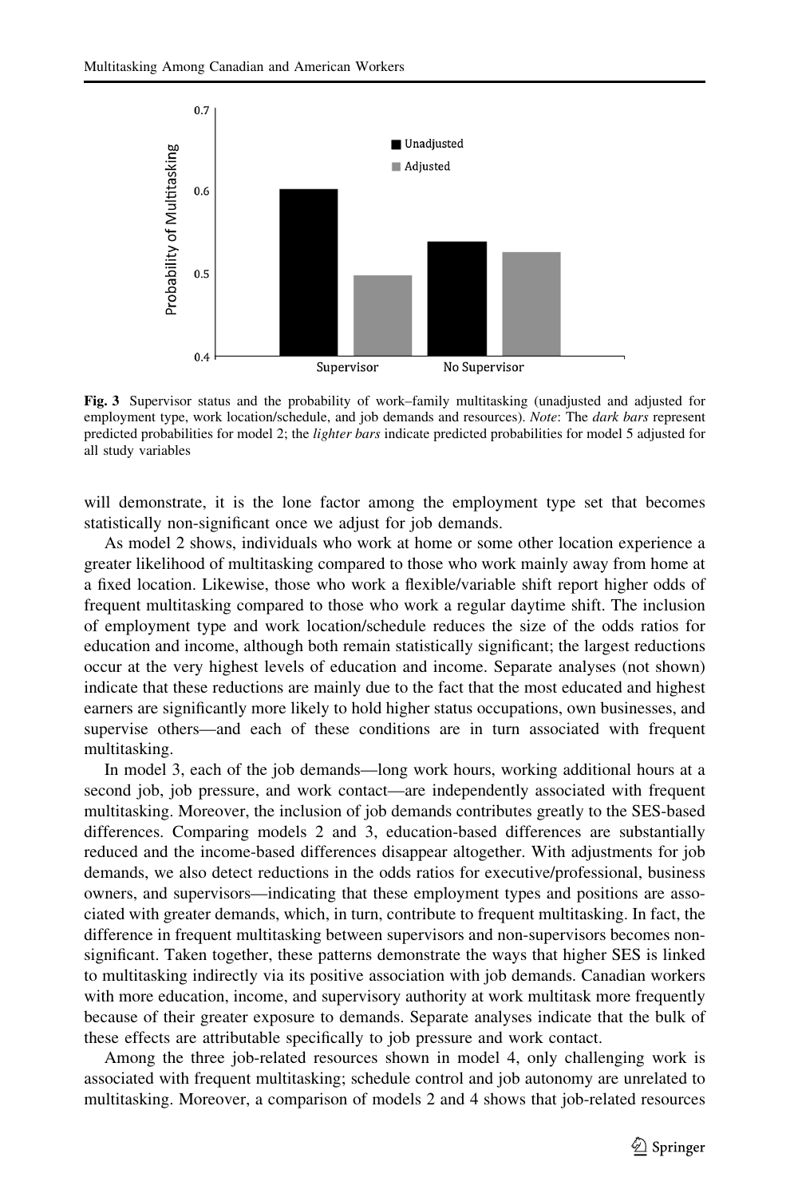0.7

0.6

0.5

0.4

Probability of Multitasking

Unadjusted

Adjusted

Supervisor

No Supervisor

**Fig. 3** Supervisor status and the probability of work–family multitasking (unadjusted and adjusted for employment type, work location/schedule, and job demands and resources). *Note*: The *dark bars* represent predicted probabilities for model 2; the *lighter bars* indicate predicted probabilities for model 5 adjusted for all study variables

will demonstrate, it is the lone factor among the employment type set that becomes statistically non-significant once we adjust for job demands.

As model 2 shows, individuals who work at home or some other location experience a greater likelihood of multitasking compared to those who work mainly away from home at a fixed location. Likewise, those who work a flexible/variable shift report higher odds of frequent multitasking compared to those who work a regular daytime shift. The inclusion of employment type and work location/schedule reduces the size of the odds ratios for education and income, although both remain statistically significant; the largest reductions occur at the very highest levels of education and income. Separate analyses (not shown) indicate that these reductions are mainly due to the fact that the most educated and highest earners are significantly more likely to hold higher status occupations, own businesses, and supervise others—and each of these conditions are in turn associated with frequent multitasking.

In model 3, each of the job demands—long work hours, working additional hours at a second job, job pressure, and work contact—are independently associated with frequent multitasking. Moreover, the inclusion of job demands contributes greatly to the SES-based differences. Comparing models 2 and 3, education-based differences are substantially reduced and the income-based differences disappear altogether. With adjustments for job demands, we also detect reductions in the odds ratios for executive/professional, business owners, and supervisors—indicating that these employment types and positions are associated with greater demands, which, in turn, contribute to frequent multitasking. In fact, the difference in frequent multitasking between supervisors and non-supervisors becomes non-significant. Taken together, these patterns demonstrate the ways that higher SES is linked to multitasking indirectly via its positive association with job demands. Canadian workers with more education, income, and supervisory authority at work multitask more frequently because of their greater exposure to demands. Separate analyses indicate that the bulk of these effects are attributable specifically to job pressure and work contact.

Among the three job-related resources shown in model 4, only challenging work is associated with frequent multitasking; schedule control and job autonomy are unrelated to multitasking. Moreover, a comparison of models 2 and 4 shows that job-related resources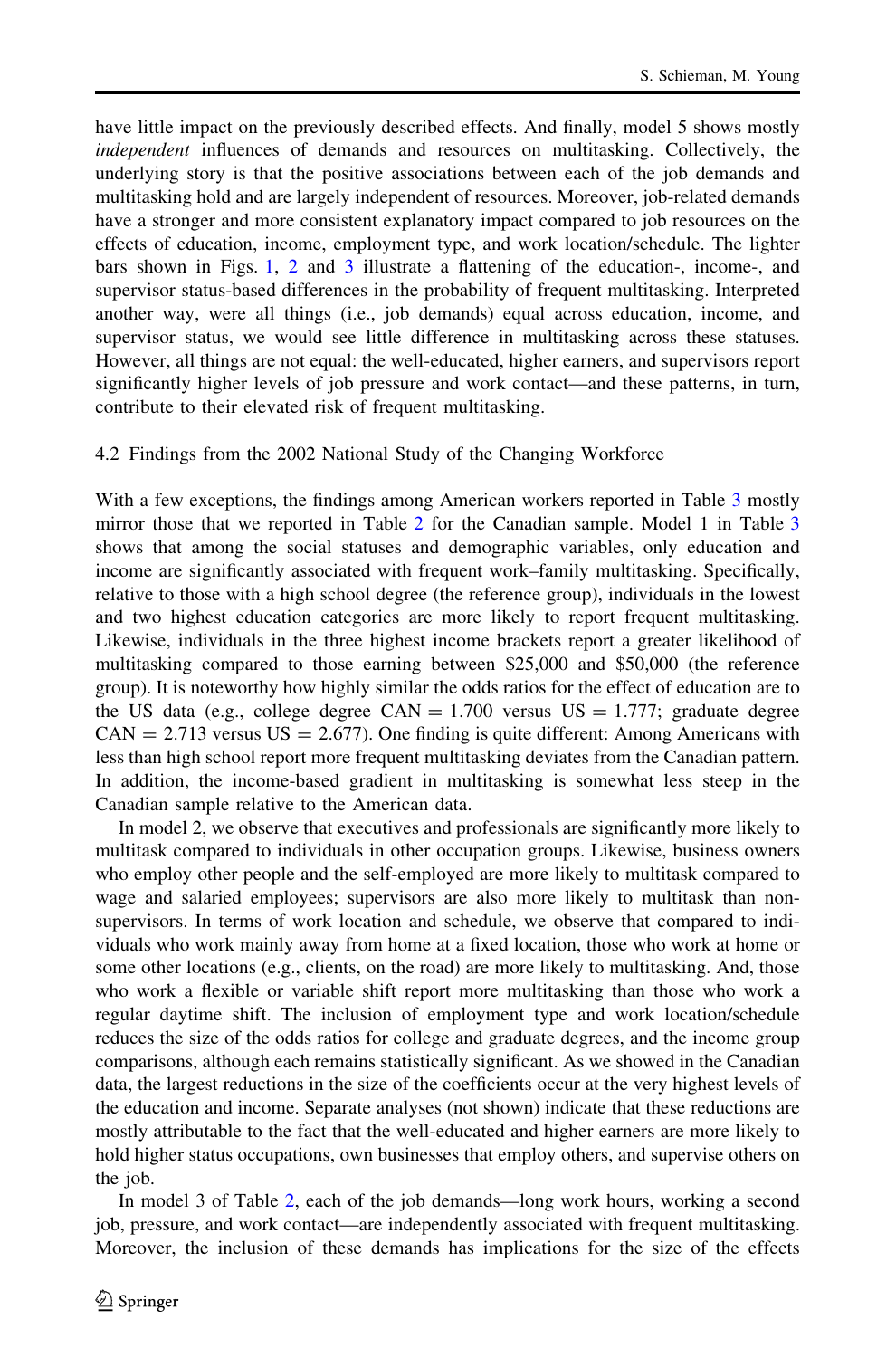have little impact on the previously described effects. And finally, model 5 shows mostly *independent* influences of demands and resources on multitasking. Collectively, the underlying story is that the positive associations between each of the job demands and multitasking hold and are largely independent of resources. Moreover, job-related demands have a stronger and more consistent explanatory impact compared to job resources on the effects of education, income, employment type, and work location/schedule. The lighter bars shown in Figs. 1, 2 and 3 illustrate a flattening of the education-, income-, and supervisor status-based differences in the probability of frequent multitasking. Interpreted another way, were all things (i.e., job demands) equal across education, income, and supervisor status, we would see little difference in multitasking across these statuses. However, all things are not equal: the well-educated, higher earners, and supervisors report significantly higher levels of job pressure and work contact—and these patterns, in turn, contribute to their elevated risk of frequent multitasking.

### 4.2 Findings from the 2002 National Study of the Changing Workforce

With a few exceptions, the findings among American workers reported in Table 3 mostly mirror those that we reported in Table 2 for the Canadian sample. Model 1 in Table 3 shows that among the social statuses and demographic variables, only education and income are significantly associated with frequent work–family multitasking. Specifically, relative to those with a high school degree (the reference group), individuals in the lowest and two highest education categories are more likely to report frequent multitasking. Likewise, individuals in the three highest income brackets report a greater likelihood of multitasking compared to those earning between \$25,000 and \$50,000 (the reference group). It is noteworthy how highly similar the odds ratios for the effect of education are to the US data (e.g., college degree CAN = 1.700 versus US = 1.777; graduate degree CAN = 2.713 versus US = 2.677). One finding is quite different: Among Americans with less than high school report more frequent multitasking deviates from the Canadian pattern. In addition, the income-based gradient in multitasking is somewhat less steep in the Canadian sample relative to the American data.

In model 2, we observe that executives and professionals are significantly more likely to multitask compared to individuals in other occupation groups. Likewise, business owners who employ other people and the self-employed are more likely to multitask compared to wage and salaried employees; supervisors are also more likely to multitask than non-supervisors. In terms of work location and schedule, we observe that compared to individuals who work mainly away from home at a fixed location, those who work at home or some other locations (e.g., clients, on the road) are more likely to multitasking. And, those who work a flexible or variable shift report more multitasking than those who work a regular daytime shift. The inclusion of employment type and work location/schedule reduces the size of the odds ratios for college and graduate degrees, and the income group comparisons, although each remains statistically significant. As we showed in the Canadian data, the largest reductions in the size of the coefficients occur at the very highest levels of the education and income. Separate analyses (not shown) indicate that these reductions are mostly attributable to the fact that the well-educated and higher earners are more likely to hold higher status occupations, own businesses that employ others, and supervise others on the job.

In model 3 of Table 2, each of the job demands—long work hours, working a second job, pressure, and work contact—are independently associated with frequent multitasking. Moreover, the inclusion of these demands has implications for the size of the effects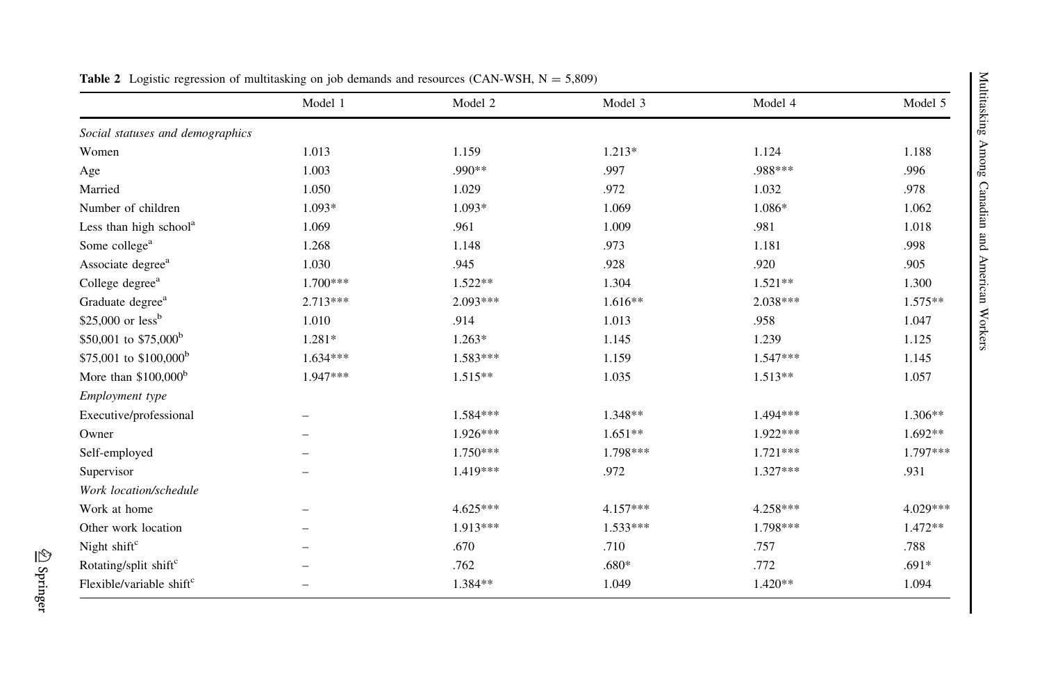**Table 2** Logistic regression of multitasking on job demands and resources (CAN-WSH, N = 5,809)

| | Model 1 | Model 2 | Model 3 | Model 4 | Model 5 |
|---|---|---|---|---|---|
| *Social statuses and demographics* | | | | | |
| Women | 1.013 | 1.159 | 1.213* | 1.124 | 1.188 |
| Age | 1.003 | .990** | .997 | .988*** | .996 |
| Married | 1.050 | 1.029 | .972 | 1.032 | .978 |
| Number of children | 1.093* | 1.093* | 1.069 | 1.086* | 1.062 |
| Less than high school[a] | 1.069 | .961 | 1.009 | .981 | 1.018 |
| Some college[a] | 1.268 | 1.148 | .973 | 1.181 | .998 |
| Associate degree[a] | 1.030 | .945 | .928 | .920 | .905 |
| College degree[a] | 1.700*** | 1.522** | 1.304 | 1.521** | 1.300 |
| Graduate degree[a] | 2.713*** | 2.093*** | 1.616** | 2.038*** | 1.575** |
| $25,000 or less[b] | 1.010 | .914 | 1.013 | .958 | 1.047 |
| $50,001 to $75,000[b] | 1.281* | 1.263* | 1.145 | 1.239 | 1.125 |
| $75,001 to $100,000[b] | 1.634*** | 1.583*** | 1.159 | 1.547*** | 1.145 |
| More than $100,000[b] | 1.947*** | 1.515** | 1.035 | 1.513** | 1.057 |
| *Employment type* | | | | | |
| Executive/professional | – | 1.584*** | 1.348** | 1.494*** | 1.306** |
| Owner | – | 1.926*** | 1.651** | 1.922*** | 1.692** |
| Self-employed | – | 1.750*** | 1.798*** | 1.721*** | 1.797*** |
| Supervisor | – | 1.419*** | .972 | 1.327*** | .931 |
| *Work location/schedule* | | | | | |
| Work at home | – | 4.625*** | 4.157*** | 4.258*** | 4.029*** |
| Other work location | – | 1.913*** | 1.533*** | 1.798*** | 1.472** |
| Night shift[c] | – | .670 | .710 | .757 | .788 |
| Rotating/split shift[c] | – | .762 | .680* | .772 | .691* |
| Flexible/variable shift[c] | – | 1.384** | 1.049 | 1.420** | 1.094 |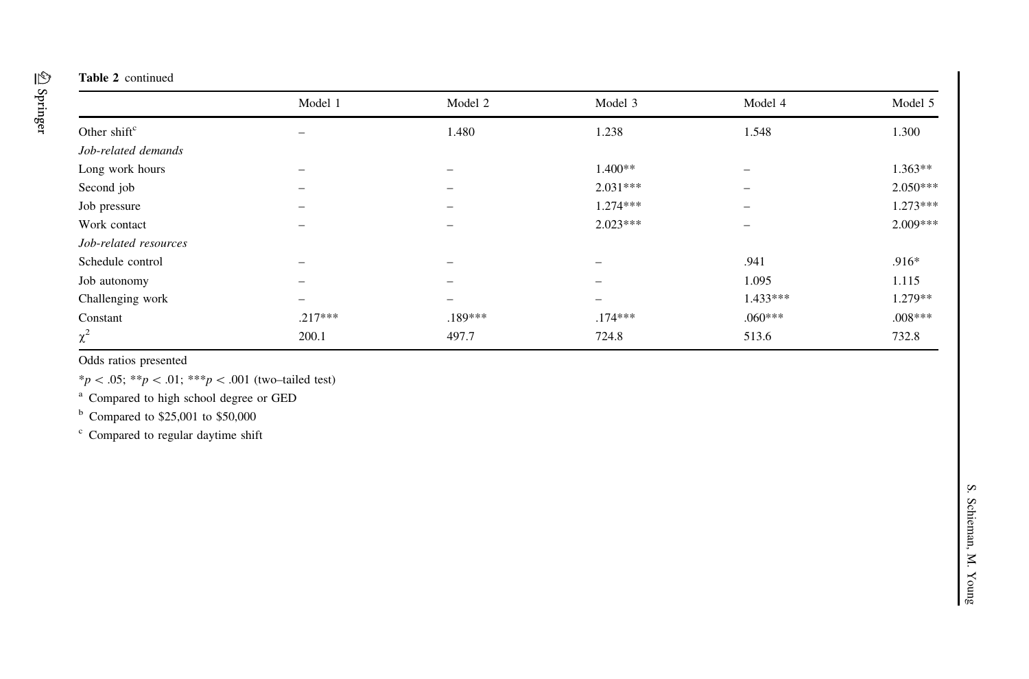**Table 2** continued

| | Model 1 | Model 2 | Model 3 | Model 4 | Model 5 |
|---|---|---|---|---|---|
| Other shift[c] | – | 1.480 | 1.238 | 1.548 | 1.300 |
| *Job-related demands* | | | | | |
| Long work hours | – | – | 1.400** | – | 1.363** |
| Second job | – | – | 2.031*** | – | 2.050*** |
| Job pressure | – | – | 1.274*** | – | 1.273*** |
| Work contact | – | – | 2.023*** | – | 2.009*** |
| *Job-related resources* | | | | | |
| Schedule control | – | – | – | .941 | .916* |
| Job autonomy | – | – | – | 1.095 | 1.115 |
| Challenging work | – | – | – | 1.433*** | 1.279** |
| Constant | .217*** | .189*** | .174*** | .060*** | .008*** |
| $\chi^2$ | 200.1 | 497.7 | 724.8 | 513.6 | 732.8 |

Odds ratios presented

\*$p < .05$; \*\*$p < .01$; \*\*\*$p < .001$ (two–tailed test)

[a] Compared to high school degree or GED

[b] Compared to $25,001 to $50,000

[c] Compared to regular daytime shift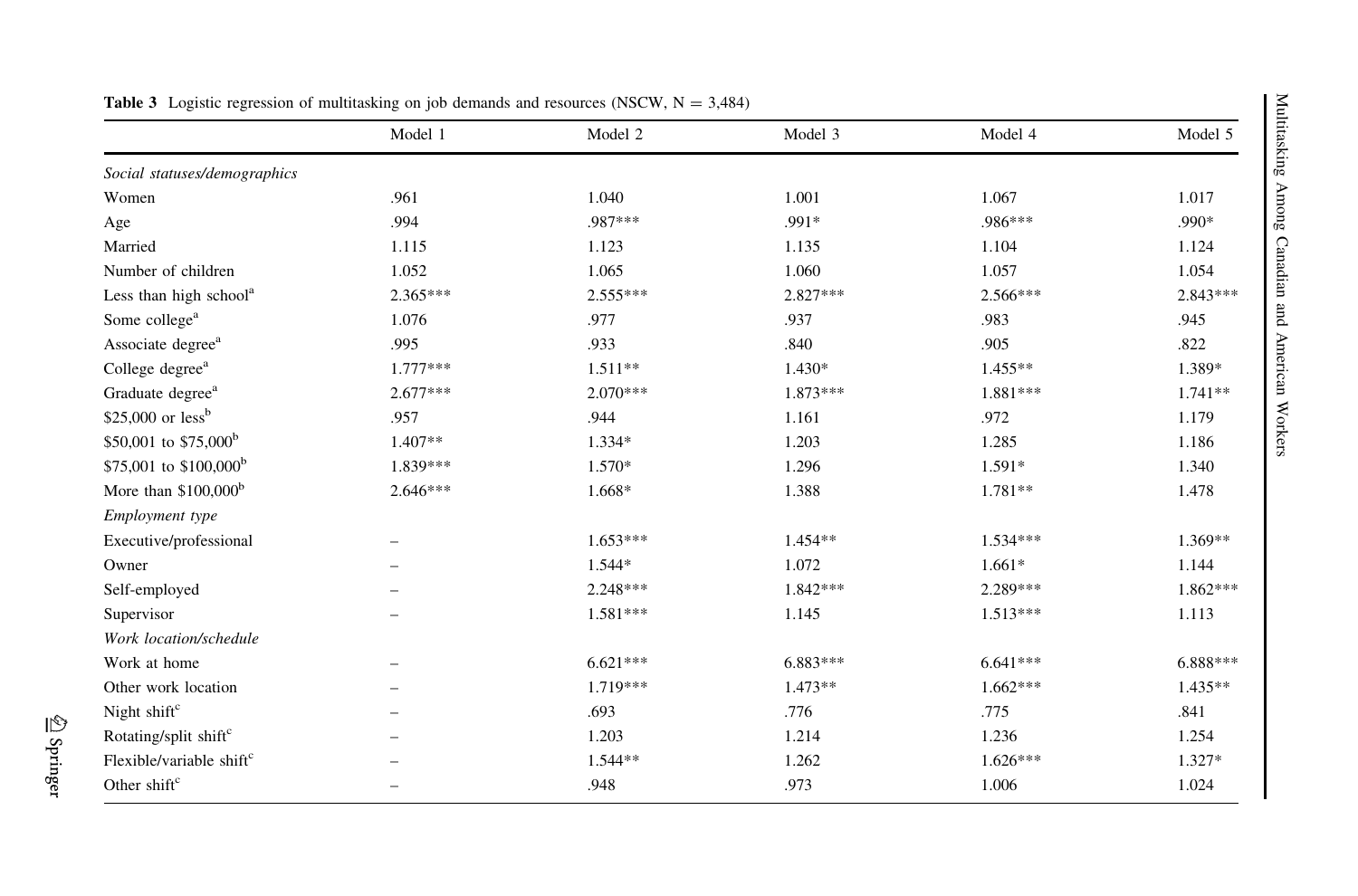**Table 3** Logistic regression of multitasking on job demands and resources (NSCW, N = 3,484)

| | Model 1 | Model 2 | Model 3 | Model 4 | Model 5 |
|---|---|---|---|---|---|
| *Social statuses/demographics* | | | | | |
| Women | .961 | 1.040 | 1.001 | 1.067 | 1.017 |
| Age | .994 | .987*** | .991* | .986*** | .990* |
| Married | 1.115 | 1.123 | 1.135 | 1.104 | 1.124 |
| Number of children | 1.052 | 1.065 | 1.060 | 1.057 | 1.054 |
| Less than high school[a] | 2.365*** | 2.555*** | 2.827*** | 2.566*** | 2.843*** |
| Some college[a] | 1.076 | .977 | .937 | .983 | .945 |
| Associate degree[a] | .995 | .933 | .840 | .905 | .822 |
| College degree[a] | 1.777*** | 1.511** | 1.430* | 1.455** | 1.389* |
| Graduate degree[a] | 2.677*** | 2.070*** | 1.873*** | 1.881*** | 1.741** |
| $25,000 or less[b] | .957 | .944 | 1.161 | .972 | 1.179 |
| $50,001 to $75,000[b] | 1.407** | 1.334* | 1.203 | 1.285 | 1.186 |
| $75,001 to $100,000[b] | 1.839*** | 1.570* | 1.296 | 1.591* | 1.340 |
| More than $100,000[b] | 2.646*** | 1.668* | 1.388 | 1.781** | 1.478 |
| *Employment type* | | | | | |
| Executive/professional | – | 1.653*** | 1.454** | 1.534*** | 1.369** |
| Owner | – | 1.544* | 1.072 | 1.661* | 1.144 |
| Self-employed | – | 2.248*** | 1.842*** | 2.289*** | 1.862*** |
| Supervisor | – | 1.581*** | 1.145 | 1.513*** | 1.113 |
| *Work location/schedule* | | | | | |
| Work at home | – | 6.621*** | 6.883*** | 6.641*** | 6.888*** |
| Other work location | – | 1.719*** | 1.473** | 1.662*** | 1.435** |
| Night shift[c] | – | .693 | .776 | .775 | .841 |
| Rotating/split shift[c] | – | 1.203 | 1.214 | 1.236 | 1.254 |
| Flexible/variable shift[c] | – | 1.544** | 1.262 | 1.626*** | 1.327* |
| Other shift[c] | – | .948 | .973 | 1.006 | 1.024 |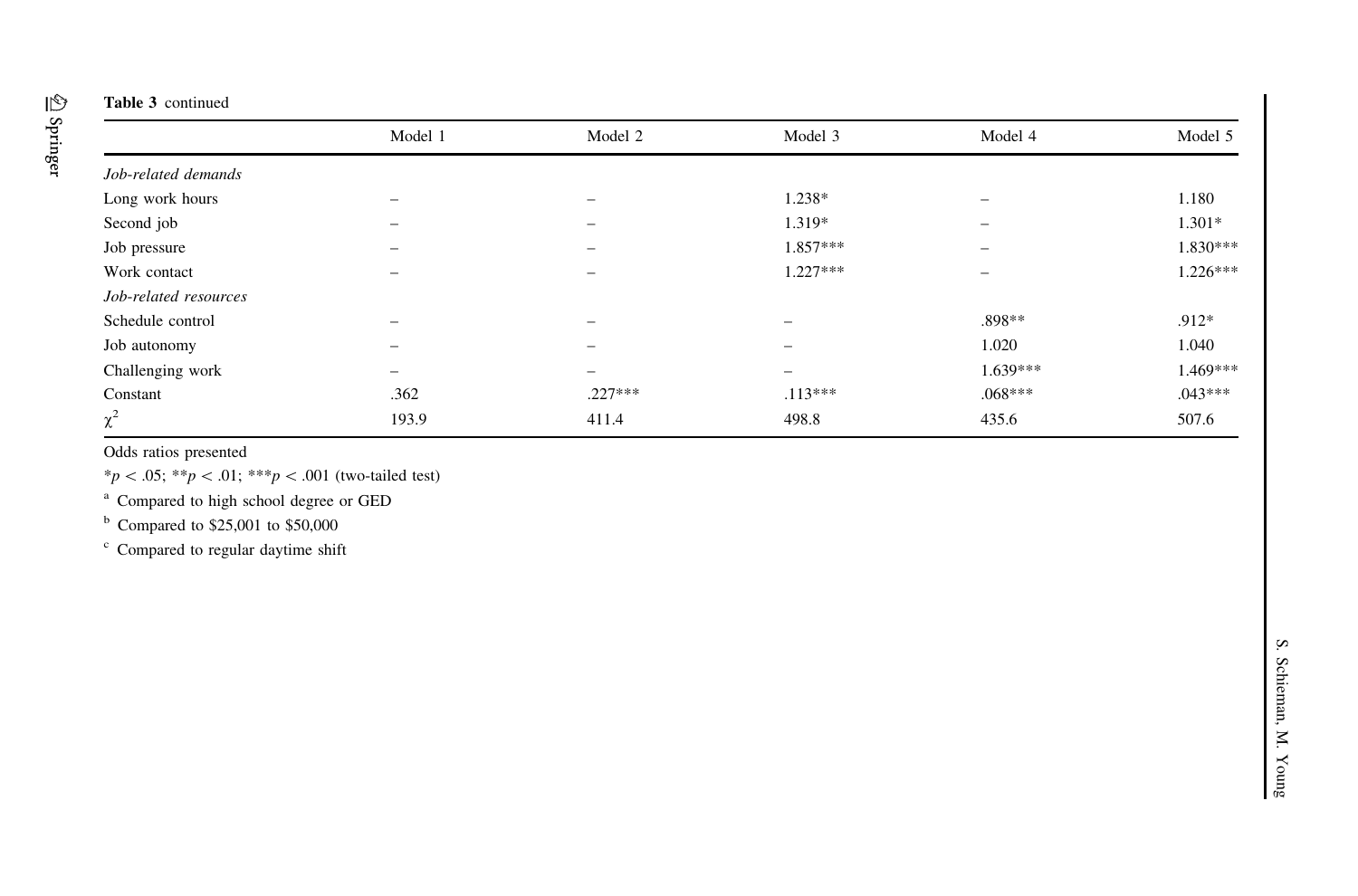**Table 3** continued

| | Model 1 | Model 2 | Model 3 | Model 4 | Model 5 |
|---|---|---|---|---|---|
| *Job-related demands* | | | | | |
| Long work hours | – | – | 1.238* | – | 1.180 |
| Second job | – | – | 1.319* | – | 1.301* |
| Job pressure | – | – | 1.857*** | – | 1.830*** |
| Work contact | – | – | 1.227*** | – | 1.226*** |
| *Job-related resources* | | | | | |
| Schedule control | – | – | – | .898** | .912* |
| Job autonomy | – | – | – | 1.020 | 1.040 |
| Challenging work | – | – | – | 1.639*** | 1.469*** |
| Constant | .362 | .227*** | .113*** | .068*** | .043*** |
| $\chi^2$ | 193.9 | 411.4 | 498.8 | 435.6 | 507.6 |

Odds ratios presented

*$p < .05$; **$p < .01$; ***$p < .001$ (two-tailed test)

[a] Compared to high school degree or GED

[b] Compared to $25,001 to $50,000

[c] Compared to regular daytime shift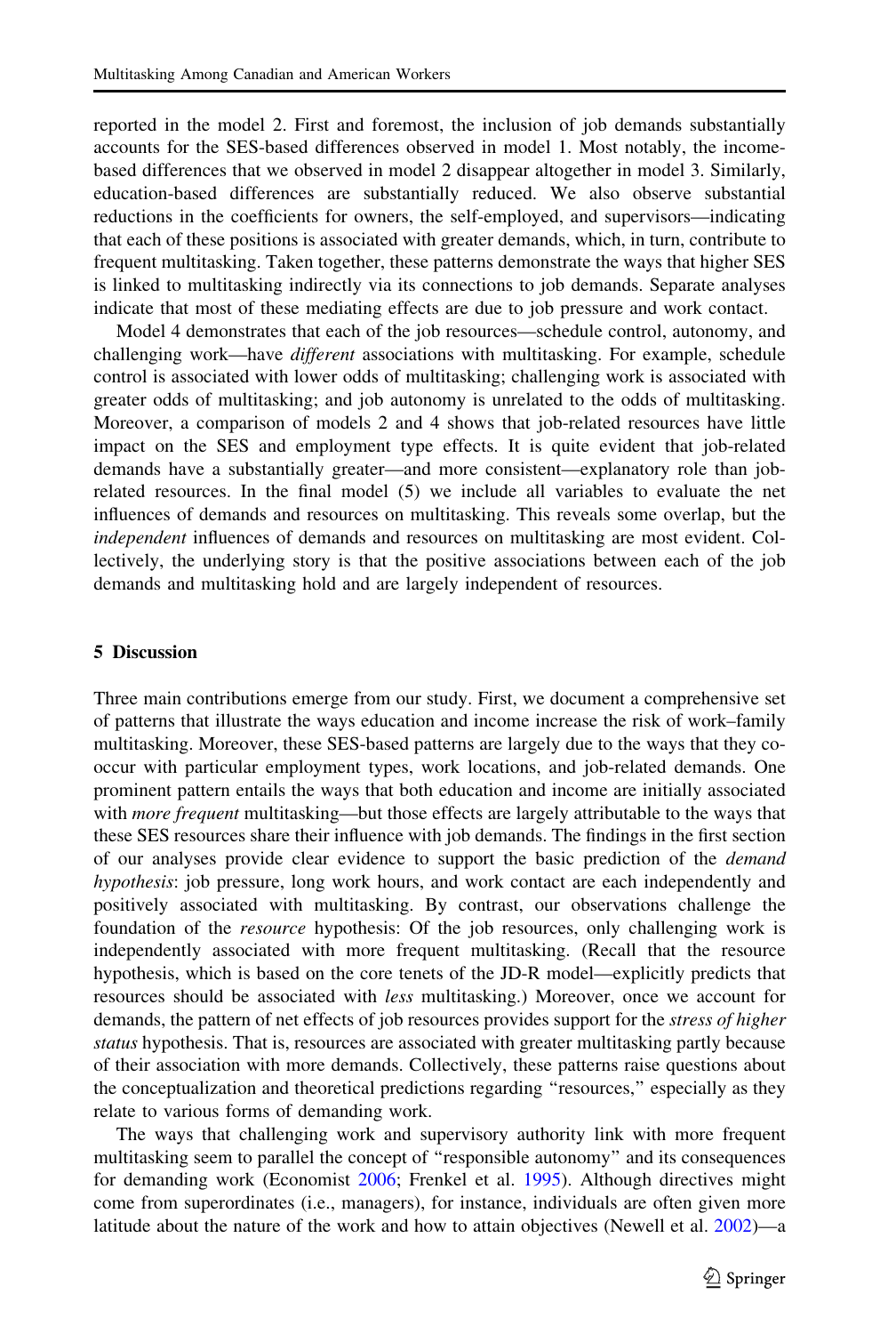reported in the model 2. First and foremost, the inclusion of job demands substantially accounts for the SES-based differences observed in model 1. Most notably, the income-based differences that we observed in model 2 disappear altogether in model 3. Similarly, education-based differences are substantially reduced. We also observe substantial reductions in the coefficients for owners, the self-employed, and supervisors—indicating that each of these positions is associated with greater demands, which, in turn, contribute to frequent multitasking. Taken together, these patterns demonstrate the ways that higher SES is linked to multitasking indirectly via its connections to job demands. Separate analyses indicate that most of these mediating effects are due to job pressure and work contact.

Model 4 demonstrates that each of the job resources—schedule control, autonomy, and challenging work—have *different* associations with multitasking. For example, schedule control is associated with lower odds of multitasking; challenging work is associated with greater odds of multitasking; and job autonomy is unrelated to the odds of multitasking. Moreover, a comparison of models 2 and 4 shows that job-related resources have little impact on the SES and employment type effects. It is quite evident that job-related demands have a substantially greater—and more consistent—explanatory role than job-related resources. In the final model (5) we include all variables to evaluate the net influences of demands and resources on multitasking. This reveals some overlap, but the *independent* influences of demands and resources on multitasking are most evident. Collectively, the underlying story is that the positive associations between each of the job demands and multitasking hold and are largely independent of resources.

## 5 Discussion

Three main contributions emerge from our study. First, we document a comprehensive set of patterns that illustrate the ways education and income increase the risk of work–family multitasking. Moreover, these SES-based patterns are largely due to the ways that they co-occur with particular employment types, work locations, and job-related demands. One prominent pattern entails the ways that both education and income are initially associated with *more frequent* multitasking—but those effects are largely attributable to the ways that these SES resources share their influence with job demands. The findings in the first section of our analyses provide clear evidence to support the basic prediction of the *demand hypothesis*: job pressure, long work hours, and work contact are each independently and positively associated with multitasking. By contrast, our observations challenge the foundation of the *resource* hypothesis: Of the job resources, only challenging work is independently associated with more frequent multitasking. (Recall that the resource hypothesis, which is based on the core tenets of the JD-R model—explicitly predicts that resources should be associated with *less* multitasking.) Moreover, once we account for demands, the pattern of net effects of job resources provides support for the *stress of higher status* hypothesis. That is, resources are associated with greater multitasking partly because of their association with more demands. Collectively, these patterns raise questions about the conceptualization and theoretical predictions regarding "resources," especially as they relate to various forms of demanding work.

The ways that challenging work and supervisory authority link with more frequent multitasking seem to parallel the concept of "responsible autonomy" and its consequences for demanding work (Economist 2006; Frenkel et al. 1995). Although directives might come from superordinates (i.e., managers), for instance, individuals are often given more latitude about the nature of the work and how to attain objectives (Newell et al. 2002)—a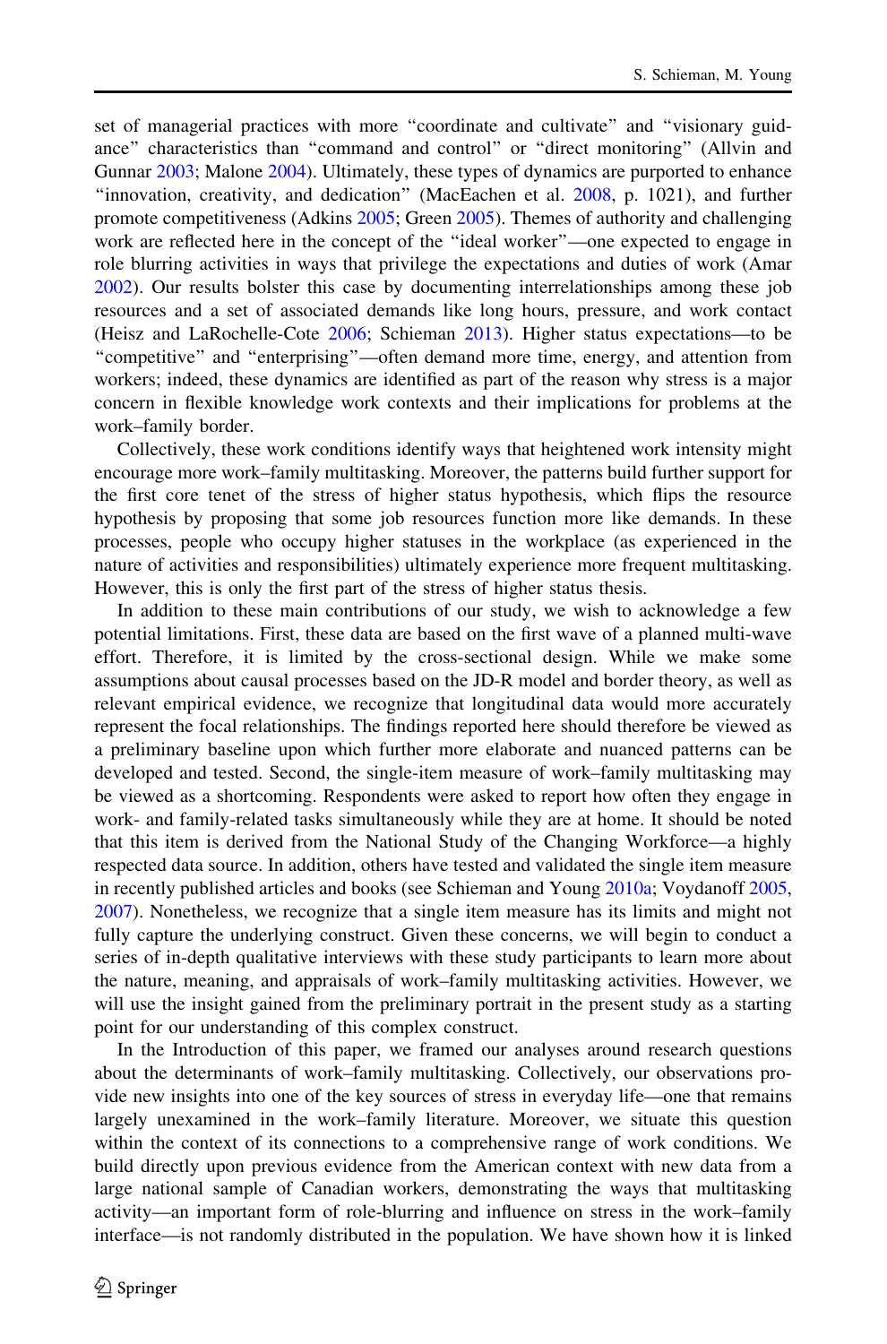set of managerial practices with more "coordinate and cultivate" and "visionary guidance" characteristics than "command and control" or "direct monitoring" (Allvin and Gunnar 2003; Malone 2004). Ultimately, these types of dynamics are purported to enhance "innovation, creativity, and dedication" (MacEachen et al. 2008, p. 1021), and further promote competitiveness (Adkins 2005; Green 2005). Themes of authority and challenging work are reflected here in the concept of the "ideal worker"—one expected to engage in role blurring activities in ways that privilege the expectations and duties of work (Amar 2002). Our results bolster this case by documenting interrelationships among these job resources and a set of associated demands like long hours, pressure, and work contact (Heisz and LaRochelle-Cote 2006; Schieman 2013). Higher status expectations—to be "competitive" and "enterprising"—often demand more time, energy, and attention from workers; indeed, these dynamics are identified as part of the reason why stress is a major concern in flexible knowledge work contexts and their implications for problems at the work–family border.

Collectively, these work conditions identify ways that heightened work intensity might encourage more work–family multitasking. Moreover, the patterns build further support for the first core tenet of the stress of higher status hypothesis, which flips the resource hypothesis by proposing that some job resources function more like demands. In these processes, people who occupy higher statuses in the workplace (as experienced in the nature of activities and responsibilities) ultimately experience more frequent multitasking. However, this is only the first part of the stress of higher status thesis.

In addition to these main contributions of our study, we wish to acknowledge a few potential limitations. First, these data are based on the first wave of a planned multi-wave effort. Therefore, it is limited by the cross-sectional design. While we make some assumptions about causal processes based on the JD-R model and border theory, as well as relevant empirical evidence, we recognize that longitudinal data would more accurately represent the focal relationships. The findings reported here should therefore be viewed as a preliminary baseline upon which further more elaborate and nuanced patterns can be developed and tested. Second, the single-item measure of work–family multitasking may be viewed as a shortcoming. Respondents were asked to report how often they engage in work- and family-related tasks simultaneously while they are at home. It should be noted that this item is derived from the National Study of the Changing Workforce—a highly respected data source. In addition, others have tested and validated the single item measure in recently published articles and books (see Schieman and Young 2010a; Voydanoff 2005, 2007). Nonetheless, we recognize that a single item measure has its limits and might not fully capture the underlying construct. Given these concerns, we will begin to conduct a series of in-depth qualitative interviews with these study participants to learn more about the nature, meaning, and appraisals of work–family multitasking activities. However, we will use the insight gained from the preliminary portrait in the present study as a starting point for our understanding of this complex construct.

In the Introduction of this paper, we framed our analyses around research questions about the determinants of work–family multitasking. Collectively, our observations provide new insights into one of the key sources of stress in everyday life—one that remains largely unexamined in the work–family literature. Moreover, we situate this question within the context of its connections to a comprehensive range of work conditions. We build directly upon previous evidence from the American context with new data from a large national sample of Canadian workers, demonstrating the ways that multitasking activity—an important form of role-blurring and influence on stress in the work–family interface—is not randomly distributed in the population. We have shown how it is linked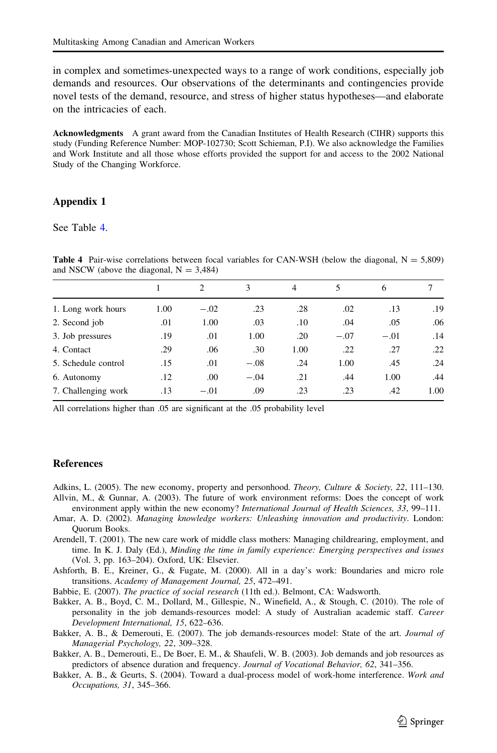in complex and sometimes-unexpected ways to a range of work conditions, especially job demands and resources. Our observations of the determinants and contingencies provide novel tests of the demand, resource, and stress of higher status hypotheses—and elaborate on the intricacies of each.

**Acknowledgments** A grant award from the Canadian Institutes of Health Research (CIHR) supports this study (Funding Reference Number: MOP-102730; Scott Schieman, P.I). We also acknowledge the Families and Work Institute and all those whose efforts provided the support for and access to the 2002 National Study of the Changing Workforce.

## Appendix 1

See Table 4.

**Table 4** Pair-wise correlations between focal variables for CAN-WSH (below the diagonal, N = 5,809) and NSCW (above the diagonal, N = 3,484)

| | 1 | 2 | 3 | 4 | 5 | 6 | 7 |
|---|---|---|---|---|---|---|---|
| 1. Long work hours | 1.00 | −.02 | .23 | .28 | .02 | .13 | .19 |
| 2. Second job | .01 | 1.00 | .03 | .10 | .04 | .05 | .06 |
| 3. Job pressures | .19 | .01 | 1.00 | .20 | −.07 | −.01 | .14 |
| 4. Contact | .29 | .06 | .30 | 1.00 | .22 | .27 | .22 |
| 5. Schedule control | .15 | .01 | −.08 | .24 | 1.00 | .45 | .24 |
| 6. Autonomy | .12 | .00 | −.04 | .21 | .44 | 1.00 | .44 |
| 7. Challenging work | .13 | −.01 | .09 | .23 | .23 | .42 | 1.00 |

All correlations higher than .05 are significant at the .05 probability level

## References

Adkins, L. (2005). The new economy, property and personhood. *Theory, Culture & Society, 22*, 111–130.

Allvin, M., & Gunnar, A. (2003). The future of work environment reforms: Does the concept of work environment apply within the new economy? *International Journal of Health Sciences, 33*, 99–111.

Amar, A. D. (2002). *Managing knowledge workers: Unleashing innovation and productivity*. London: Quorum Books.

Arendell, T. (2001). The new care work of middle class mothers: Managing childrearing, employment, and time. In K. J. Daly (Ed.), *Minding the time in family experience: Emerging perspectives and issues* (Vol. 3, pp. 163–204). Oxford, UK: Elsevier.

Ashforth, B. E., Kreiner, G., & Fugate, M. (2000). All in a day's work: Boundaries and micro role transitions. *Academy of Management Journal, 25*, 472–491.

Babbie, E. (2007). *The practice of social research* (11th ed.). Belmont, CA: Wadsworth.

Bakker, A. B., Boyd, C. M., Dollard, M., Gillespie, N., Winefield, A., & Stough, C. (2010). The role of personality in the job demands-resources model: A study of Australian academic staff. *Career Development International, 15*, 622–636.

Bakker, A. B., & Demerouti, E. (2007). The job demands-resources model: State of the art. *Journal of Managerial Psychology, 22*, 309–328.

Bakker, A. B., Demerouti, E., De Boer, E. M., & Shaufeli, W. B. (2003). Job demands and job resources as predictors of absence duration and frequency. *Journal of Vocational Behavior, 62*, 341–356.

Bakker, A. B., & Geurts, S. (2004). Toward a dual-process model of work-home interference. *Work and Occupations, 31*, 345–366.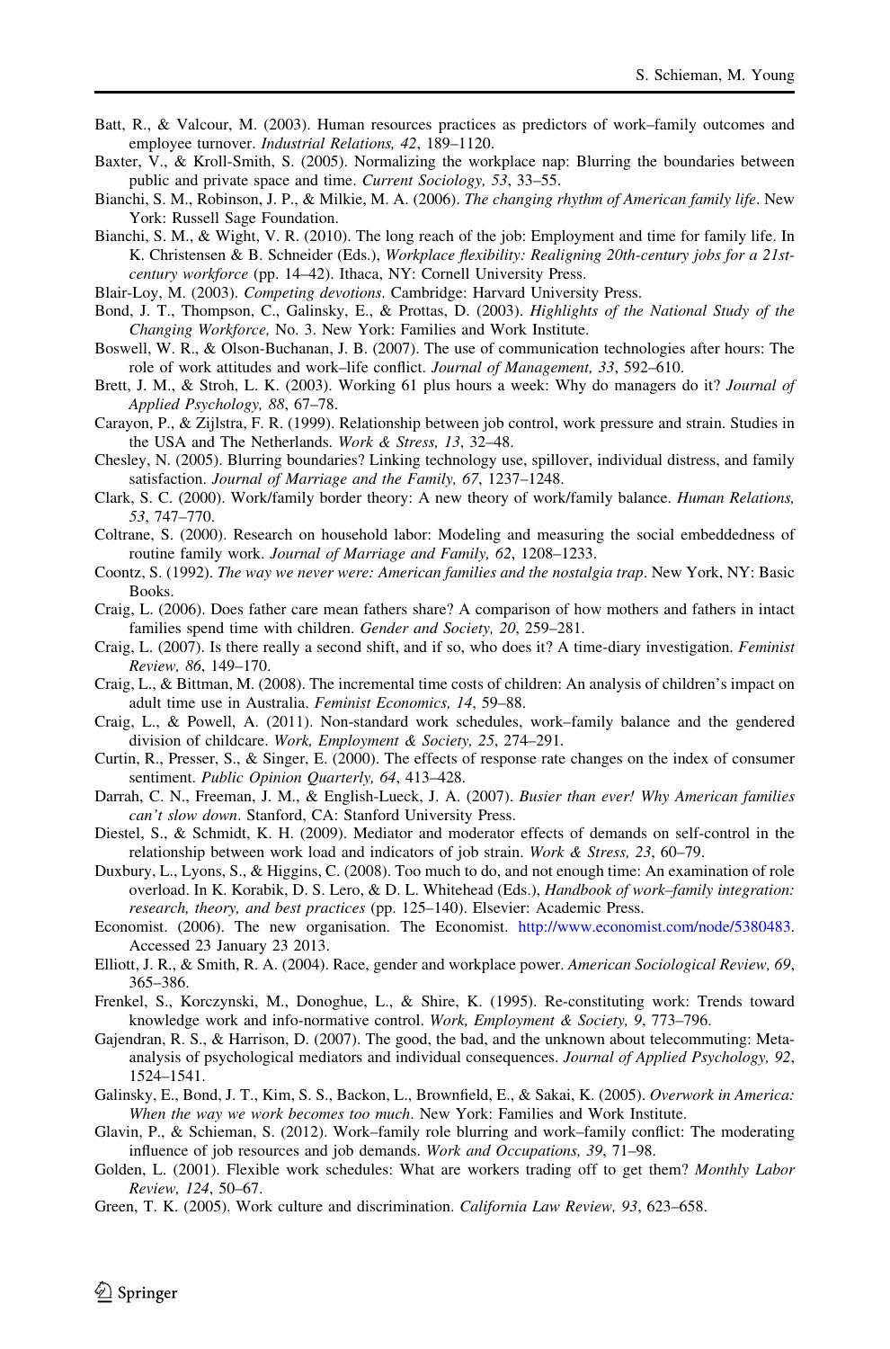Batt, R., & Valcour, M. (2003). Human resources practices as predictors of work–family outcomes and employee turnover. *Industrial Relations, 42*, 189–1120.

Baxter, V., & Kroll-Smith, S. (2005). Normalizing the workplace nap: Blurring the boundaries between public and private space and time. *Current Sociology, 53*, 33–55.

Bianchi, S. M., Robinson, J. P., & Milkie, M. A. (2006). *The changing rhythm of American family life*. New York: Russell Sage Foundation.

Bianchi, S. M., & Wight, V. R. (2010). The long reach of the job: Employment and time for family life. In K. Christensen & B. Schneider (Eds.), *Workplace flexibility: Realigning 20th-century jobs for a 21st-century workforce* (pp. 14–42). Ithaca, NY: Cornell University Press.

Blair-Loy, M. (2003). *Competing devotions*. Cambridge: Harvard University Press.

Bond, J. T., Thompson, C., Galinsky, E., & Prottas, D. (2003). *Highlights of the National Study of the Changing Workforce,* No. 3. New York: Families and Work Institute.

Boswell, W. R., & Olson-Buchanan, J. B. (2007). The use of communication technologies after hours: The role of work attitudes and work–life conflict. *Journal of Management, 33*, 592–610.

Brett, J. M., & Stroh, L. K. (2003). Working 61 plus hours a week: Why do managers do it? *Journal of Applied Psychology, 88*, 67–78.

Carayon, P., & Zijlstra, F. R. (1999). Relationship between job control, work pressure and strain. Studies in the USA and The Netherlands. *Work & Stress, 13*, 32–48.

Chesley, N. (2005). Blurring boundaries? Linking technology use, spillover, individual distress, and family satisfaction. *Journal of Marriage and the Family, 67*, 1237–1248.

Clark, S. C. (2000). Work/family border theory: A new theory of work/family balance. *Human Relations, 53*, 747–770.

Coltrane, S. (2000). Research on household labor: Modeling and measuring the social embeddedness of routine family work. *Journal of Marriage and Family, 62*, 1208–1233.

Coontz, S. (1992). *The way we never were: American families and the nostalgia trap*. New York, NY: Basic Books.

Craig, L. (2006). Does father care mean fathers share? A comparison of how mothers and fathers in intact families spend time with children. *Gender and Society, 20*, 259–281.

Craig, L. (2007). Is there really a second shift, and if so, who does it? A time-diary investigation. *Feminist Review, 86*, 149–170.

Craig, L., & Bittman, M. (2008). The incremental time costs of children: An analysis of children's impact on adult time use in Australia. *Feminist Economics, 14*, 59–88.

Craig, L., & Powell, A. (2011). Non-standard work schedules, work–family balance and the gendered division of childcare. *Work, Employment & Society, 25*, 274–291.

Curtin, R., Presser, S., & Singer, E. (2000). The effects of response rate changes on the index of consumer sentiment. *Public Opinion Quarterly, 64*, 413–428.

Darrah, C. N., Freeman, J. M., & English-Lueck, J. A. (2007). *Busier than ever! Why American families can't slow down*. Stanford, CA: Stanford University Press.

Diestel, S., & Schmidt, K. H. (2009). Mediator and moderator effects of demands on self-control in the relationship between work load and indicators of job strain. *Work & Stress, 23*, 60–79.

Duxbury, L., Lyons, S., & Higgins, C. (2008). Too much to do, and not enough time: An examination of role overload. In K. Korabik, D. S. Lero, & D. L. Whitehead (Eds.), *Handbook of work–family integration: research, theory, and best practices* (pp. 125–140). Elsevier: Academic Press.

Economist. (2006). The new organisation. The Economist. http://www.economist.com/node/5380483. Accessed 23 January 23 2013.

Elliott, J. R., & Smith, R. A. (2004). Race, gender and workplace power. *American Sociological Review, 69*, 365–386.

Frenkel, S., Korczynski, M., Donoghue, L., & Shire, K. (1995). Re-constituting work: Trends toward knowledge work and info-normative control. *Work, Employment & Society, 9*, 773–796.

Gajendran, R. S., & Harrison, D. (2007). The good, the bad, and the unknown about telecommuting: Meta-analysis of psychological mediators and individual consequences. *Journal of Applied Psychology, 92*, 1524–1541.

Galinsky, E., Bond, J. T., Kim, S. S., Backon, L., Brownfield, E., & Sakai, K. (2005). *Overwork in America: When the way we work becomes too much*. New York: Families and Work Institute.

Glavin, P., & Schieman, S. (2012). Work–family role blurring and work–family conflict: The moderating influence of job resources and job demands. *Work and Occupations, 39*, 71–98.

Golden, L. (2001). Flexible work schedules: What are workers trading off to get them? *Monthly Labor Review, 124*, 50–67.

Green, T. K. (2005). Work culture and discrimination. *California Law Review, 93*, 623–658.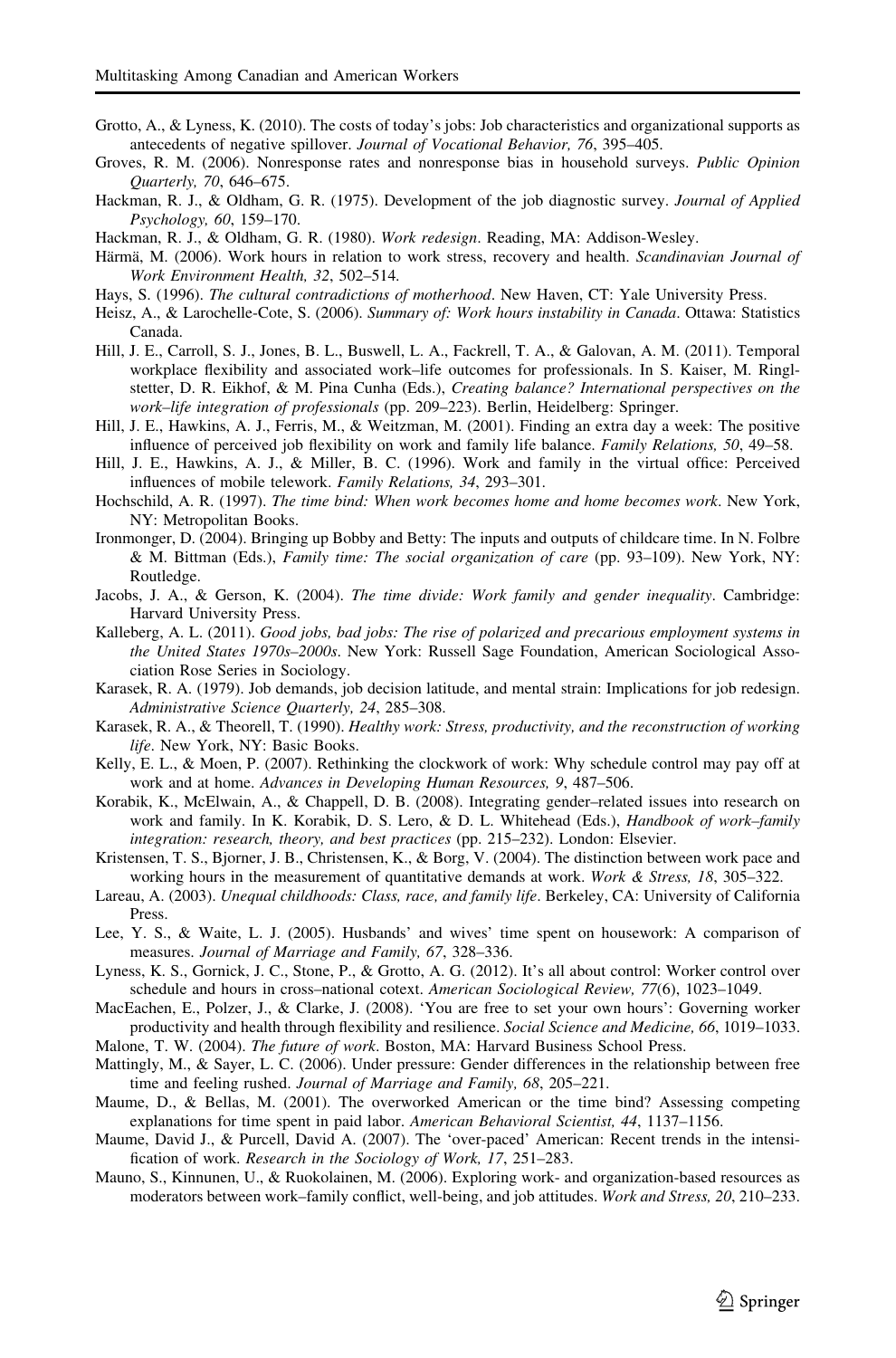Grotto, A., & Lyness, K. (2010). The costs of today's jobs: Job characteristics and organizational supports as antecedents of negative spillover. *Journal of Vocational Behavior, 76*, 395–405.

Groves, R. M. (2006). Nonresponse rates and nonresponse bias in household surveys. *Public Opinion Quarterly, 70*, 646–675.

Hackman, R. J., & Oldham, G. R. (1975). Development of the job diagnostic survey. *Journal of Applied Psychology, 60*, 159–170.

Hackman, R. J., & Oldham, G. R. (1980). *Work redesign*. Reading, MA: Addison-Wesley.

Härmä, M. (2006). Work hours in relation to work stress, recovery and health. *Scandinavian Journal of Work Environment Health, 32*, 502–514.

Hays, S. (1996). *The cultural contradictions of motherhood*. New Haven, CT: Yale University Press.

Heisz, A., & Larochelle-Cote, S. (2006). *Summary of: Work hours instability in Canada*. Ottawa: Statistics Canada.

Hill, J. E., Carroll, S. J., Jones, B. L., Buswell, L. A., Fackrell, T. A., & Galovan, A. M. (2011). Temporal workplace flexibility and associated work–life outcomes for professionals. In S. Kaiser, M. Ringlstetter, D. R. Eikhof, & M. Pina Cunha (Eds.), *Creating balance? International perspectives on the work–life integration of professionals* (pp. 209–223). Berlin, Heidelberg: Springer.

Hill, J. E., Hawkins, A. J., Ferris, M., & Weitzman, M. (2001). Finding an extra day a week: The positive influence of perceived job flexibility on work and family life balance. *Family Relations, 50*, 49–58.

Hill, J. E., Hawkins, A. J., & Miller, B. C. (1996). Work and family in the virtual office: Perceived influences of mobile telework. *Family Relations, 34*, 293–301.

Hochschild, A. R. (1997). *The time bind: When work becomes home and home becomes work*. New York, NY: Metropolitan Books.

Ironmonger, D. (2004). Bringing up Bobby and Betty: The inputs and outputs of childcare time. In N. Folbre & M. Bittman (Eds.), *Family time: The social organization of care* (pp. 93–109). New York, NY: Routledge.

Jacobs, J. A., & Gerson, K. (2004). *The time divide: Work family and gender inequality*. Cambridge: Harvard University Press.

Kalleberg, A. L. (2011). *Good jobs, bad jobs: The rise of polarized and precarious employment systems in the United States 1970s–2000s*. New York: Russell Sage Foundation, American Sociological Association Rose Series in Sociology.

Karasek, R. A. (1979). Job demands, job decision latitude, and mental strain: Implications for job redesign. *Administrative Science Quarterly, 24*, 285–308.

Karasek, R. A., & Theorell, T. (1990). *Healthy work: Stress, productivity, and the reconstruction of working life*. New York, NY: Basic Books.

Kelly, E. L., & Moen, P. (2007). Rethinking the clockwork of work: Why schedule control may pay off at work and at home. *Advances in Developing Human Resources, 9*, 487–506.

Korabik, K., McElwain, A., & Chappell, D. B. (2008). Integrating gender–related issues into research on work and family. In K. Korabik, D. S. Lero, & D. L. Whitehead (Eds.), *Handbook of work–family integration: research, theory, and best practices* (pp. 215–232). London: Elsevier.

Kristensen, T. S., Bjorner, J. B., Christensen, K., & Borg, V. (2004). The distinction between work pace and working hours in the measurement of quantitative demands at work. *Work & Stress, 18*, 305–322.

Lareau, A. (2003). *Unequal childhoods: Class, race, and family life*. Berkeley, CA: University of California Press.

Lee, Y. S., & Waite, L. J. (2005). Husbands' and wives' time spent on housework: A comparison of measures. *Journal of Marriage and Family, 67*, 328–336.

Lyness, K. S., Gornick, J. C., Stone, P., & Grotto, A. G. (2012). It's all about control: Worker control over schedule and hours in cross–national cotext. *American Sociological Review, 77*(6), 1023–1049.

MacEachen, E., Polzer, J., & Clarke, J. (2008). 'You are free to set your own hours': Governing worker productivity and health through flexibility and resilience. *Social Science and Medicine, 66*, 1019–1033.

Malone, T. W. (2004). *The future of work*. Boston, MA: Harvard Business School Press.

Mattingly, M., & Sayer, L. C. (2006). Under pressure: Gender differences in the relationship between free time and feeling rushed. *Journal of Marriage and Family, 68*, 205–221.

Maume, D., & Bellas, M. (2001). The overworked American or the time bind? Assessing competing explanations for time spent in paid labor. *American Behavioral Scientist, 44*, 1137–1156.

Maume, David J., & Purcell, David A. (2007). The 'over-paced' American: Recent trends in the intensification of work. *Research in the Sociology of Work, 17*, 251–283.

Mauno, S., Kinnunen, U., & Ruokolainen, M. (2006). Exploring work- and organization-based resources as moderators between work–family conflict, well-being, and job attitudes. *Work and Stress, 20*, 210–233.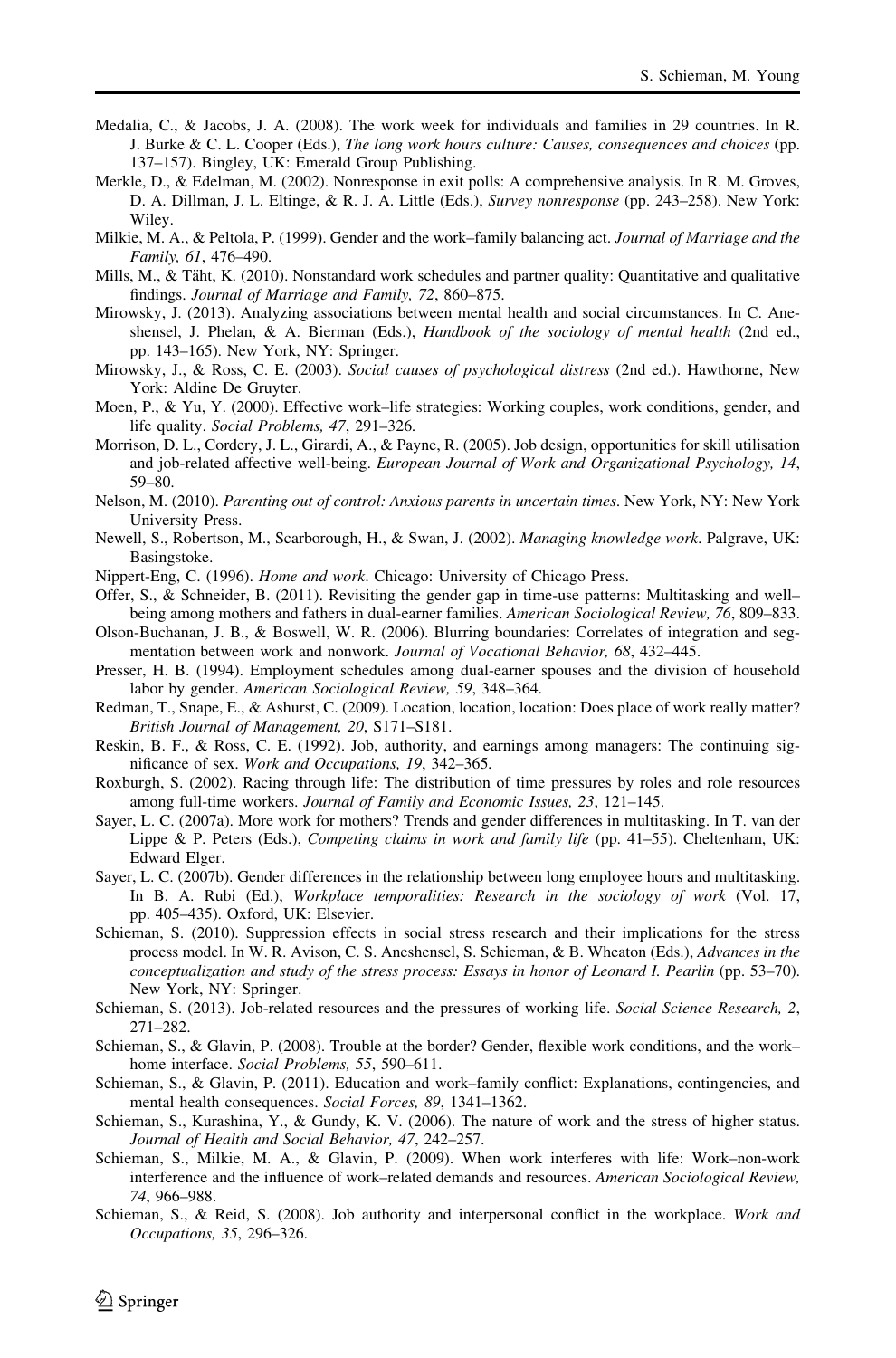Medalia, C., & Jacobs, J. A. (2008). The work week for individuals and families in 29 countries. In R. J. Burke & C. L. Cooper (Eds.), *The long work hours culture: Causes, consequences and choices* (pp. 137–157). Bingley, UK: Emerald Group Publishing.

Merkle, D., & Edelman, M. (2002). Nonresponse in exit polls: A comprehensive analysis. In R. M. Groves, D. A. Dillman, J. L. Eltinge, & R. J. A. Little (Eds.), *Survey nonresponse* (pp. 243–258). New York: Wiley.

Milkie, M. A., & Peltola, P. (1999). Gender and the work–family balancing act. *Journal of Marriage and the Family, 61*, 476–490.

Mills, M., & Täht, K. (2010). Nonstandard work schedules and partner quality: Quantitative and qualitative findings. *Journal of Marriage and Family, 72*, 860–875.

Mirowsky, J. (2013). Analyzing associations between mental health and social circumstances. In C. Aneshensel, J. Phelan, & A. Bierman (Eds.), *Handbook of the sociology of mental health* (2nd ed., pp. 143–165). New York, NY: Springer.

Mirowsky, J., & Ross, C. E. (2003). *Social causes of psychological distress* (2nd ed.). Hawthorne, New York: Aldine De Gruyter.

Moen, P., & Yu, Y. (2000). Effective work–life strategies: Working couples, work conditions, gender, and life quality. *Social Problems, 47*, 291–326.

Morrison, D. L., Cordery, J. L., Girardi, A., & Payne, R. (2005). Job design, opportunities for skill utilisation and job-related affective well-being. *European Journal of Work and Organizational Psychology, 14*, 59–80.

Nelson, M. (2010). *Parenting out of control: Anxious parents in uncertain times*. New York, NY: New York University Press.

Newell, S., Robertson, M., Scarborough, H., & Swan, J. (2002). *Managing knowledge work*. Palgrave, UK: Basingstoke.

Nippert-Eng, C. (1996). *Home and work*. Chicago: University of Chicago Press.

Offer, S., & Schneider, B. (2011). Revisiting the gender gap in time-use patterns: Multitasking and well–being among mothers and fathers in dual-earner families. *American Sociological Review, 76*, 809–833.

Olson-Buchanan, J. B., & Boswell, W. R. (2006). Blurring boundaries: Correlates of integration and segmentation between work and nonwork. *Journal of Vocational Behavior, 68*, 432–445.

Presser, H. B. (1994). Employment schedules among dual-earner spouses and the division of household labor by gender. *American Sociological Review, 59*, 348–364.

Redman, T., Snape, E., & Ashurst, C. (2009). Location, location, location: Does place of work really matter? *British Journal of Management, 20*, S171–S181.

Reskin, B. F., & Ross, C. E. (1992). Job, authority, and earnings among managers: The continuing significance of sex. *Work and Occupations, 19*, 342–365.

Roxburgh, S. (2002). Racing through life: The distribution of time pressures by roles and role resources among full-time workers. *Journal of Family and Economic Issues, 23*, 121–145.

Sayer, L. C. (2007a). More work for mothers? Trends and gender differences in multitasking. In T. van der Lippe & P. Peters (Eds.), *Competing claims in work and family life* (pp. 41–55). Cheltenham, UK: Edward Elger.

Sayer, L. C. (2007b). Gender differences in the relationship between long employee hours and multitasking. In B. A. Rubi (Ed.), *Workplace temporalities: Research in the sociology of work* (Vol. 17, pp. 405–435). Oxford, UK: Elsevier.

Schieman, S. (2010). Suppression effects in social stress research and their implications for the stress process model. In W. R. Avison, C. S. Aneshensel, S. Schieman, & B. Wheaton (Eds.), *Advances in the conceptualization and study of the stress process: Essays in honor of Leonard I. Pearlin* (pp. 53–70). New York, NY: Springer.

Schieman, S. (2013). Job-related resources and the pressures of working life. *Social Science Research, 2*, 271–282.

Schieman, S., & Glavin, P. (2008). Trouble at the border? Gender, flexible work conditions, and the work–home interface. *Social Problems, 55*, 590–611.

Schieman, S., & Glavin, P. (2011). Education and work–family conflict: Explanations, contingencies, and mental health consequences. *Social Forces, 89*, 1341–1362.

Schieman, S., Kurashina, Y., & Gundy, K. V. (2006). The nature of work and the stress of higher status. *Journal of Health and Social Behavior, 47*, 242–257.

Schieman, S., Milkie, M. A., & Glavin, P. (2009). When work interferes with life: Work–non-work interference and the influence of work–related demands and resources. *American Sociological Review, 74*, 966–988.

Schieman, S., & Reid, S. (2008). Job authority and interpersonal conflict in the workplace. *Work and Occupations, 35*, 296–326.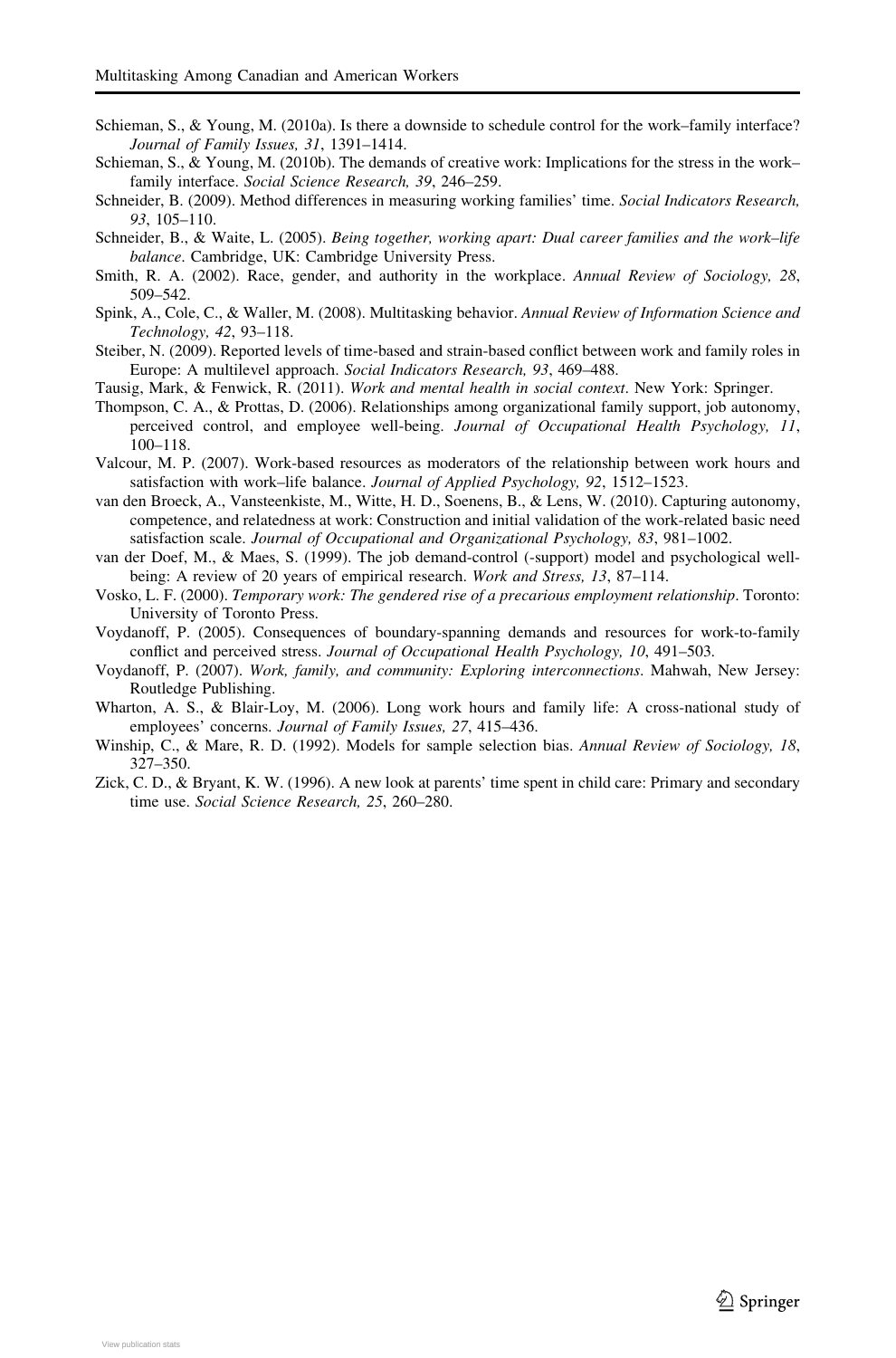Schieman, S., & Young, M. (2010a). Is there a downside to schedule control for the work–family interface? *Journal of Family Issues, 31*, 1391–1414.

Schieman, S., & Young, M. (2010b). The demands of creative work: Implications for the stress in the work–family interface. *Social Science Research, 39*, 246–259.

Schneider, B. (2009). Method differences in measuring working families' time. *Social Indicators Research, 93*, 105–110.

Schneider, B., & Waite, L. (2005). *Being together, working apart: Dual career families and the work–life balance*. Cambridge, UK: Cambridge University Press.

Smith, R. A. (2002). Race, gender, and authority in the workplace. *Annual Review of Sociology, 28*, 509–542.

Spink, A., Cole, C., & Waller, M. (2008). Multitasking behavior. *Annual Review of Information Science and Technology, 42*, 93–118.

Steiber, N. (2009). Reported levels of time-based and strain-based conflict between work and family roles in Europe: A multilevel approach. *Social Indicators Research, 93*, 469–488.

Tausig, Mark, & Fenwick, R. (2011). *Work and mental health in social context*. New York: Springer.

Thompson, C. A., & Prottas, D. (2006). Relationships among organizational family support, job autonomy, perceived control, and employee well-being. *Journal of Occupational Health Psychology, 11*, 100–118.

Valcour, M. P. (2007). Work-based resources as moderators of the relationship between work hours and satisfaction with work–life balance. *Journal of Applied Psychology, 92*, 1512–1523.

van den Broeck, A., Vansteenkiste, M., Witte, H. D., Soenens, B., & Lens, W. (2010). Capturing autonomy, competence, and relatedness at work: Construction and initial validation of the work-related basic need satisfaction scale. *Journal of Occupational and Organizational Psychology, 83*, 981–1002.

van der Doef, M., & Maes, S. (1999). The job demand-control (-support) model and psychological well-being: A review of 20 years of empirical research. *Work and Stress, 13*, 87–114.

Vosko, L. F. (2000). *Temporary work: The gendered rise of a precarious employment relationship*. Toronto: University of Toronto Press.

Voydanoff, P. (2005). Consequences of boundary-spanning demands and resources for work-to-family conflict and perceived stress. *Journal of Occupational Health Psychology, 10*, 491–503.

Voydanoff, P. (2007). *Work, family, and community: Exploring interconnections*. Mahwah, New Jersey: Routledge Publishing.

Wharton, A. S., & Blair-Loy, M. (2006). Long work hours and family life: A cross-national study of employees' concerns. *Journal of Family Issues, 27*, 415–436.

Winship, C., & Mare, R. D. (1992). Models for sample selection bias. *Annual Review of Sociology, 18*, 327–350.

Zick, C. D., & Bryant, K. W. (1996). A new look at parents' time spent in child care: Primary and secondary time use. *Social Science Research, 25*, 260–280.